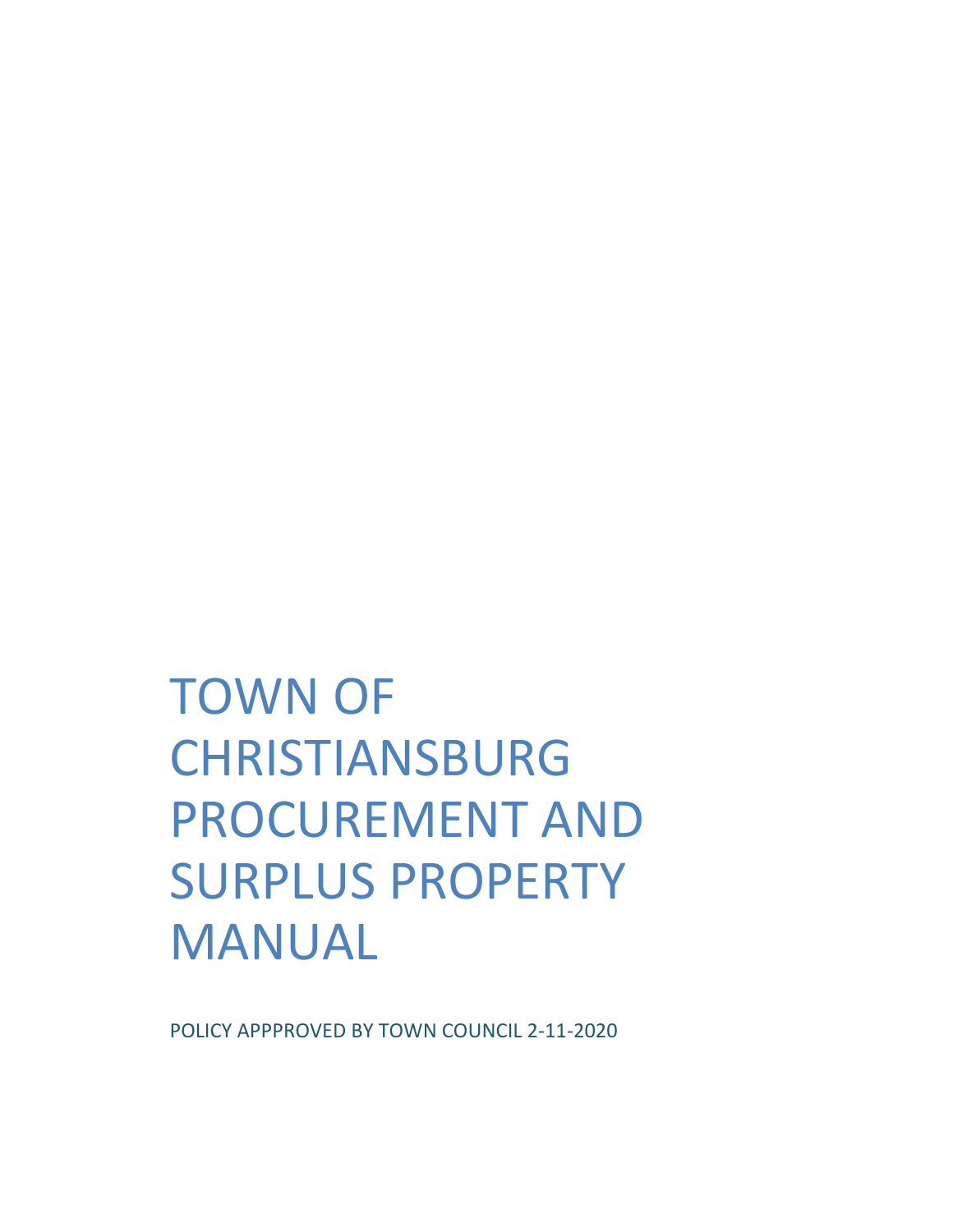# TOWN OF CHRISTIANSBURG PROCUREMENT AND SURPLUS PROPERTY MANUAL

POLICY APPPROVED BY TOWN COUNCIL 2-11-2020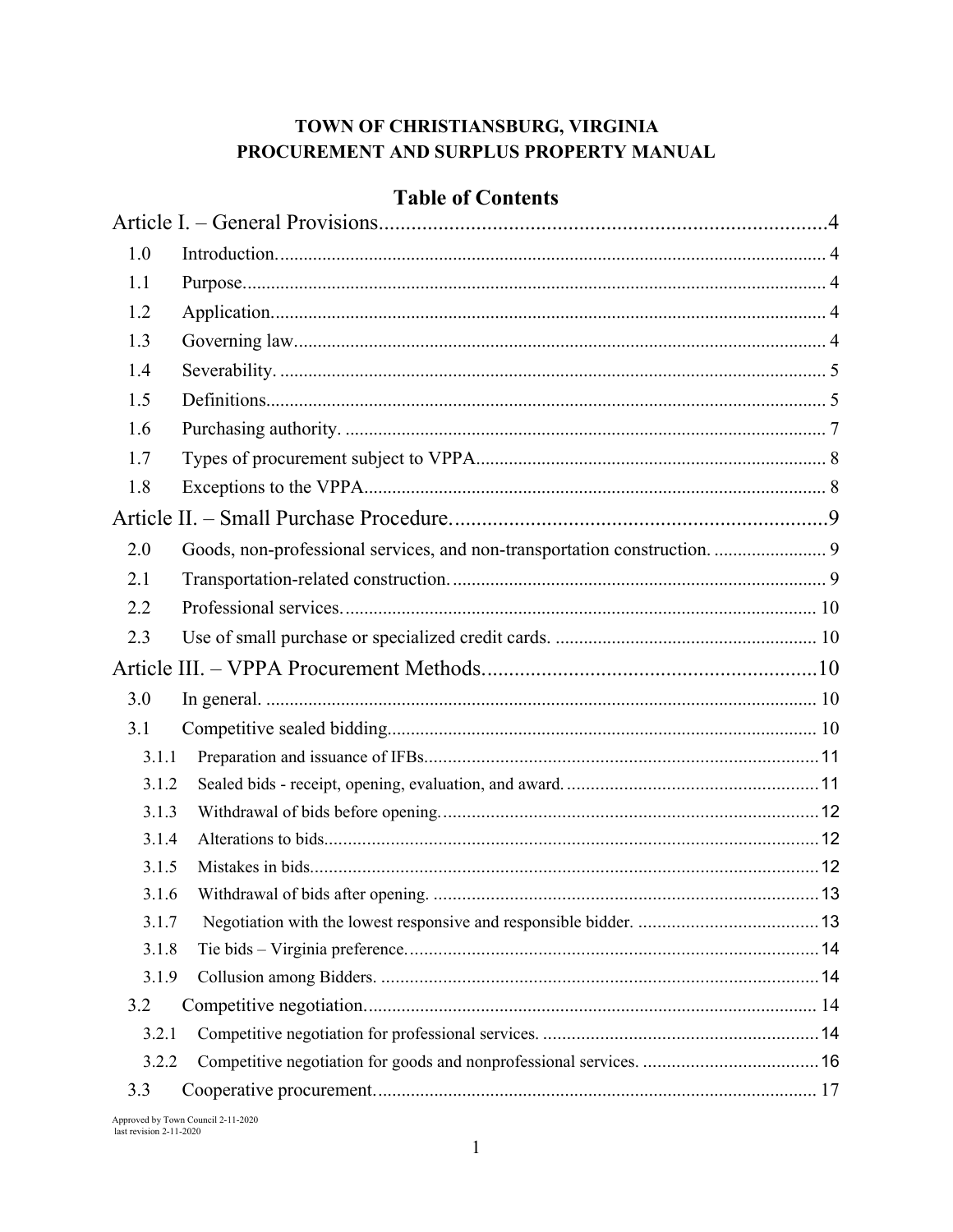**TOWN OF CHRISTIANSBURG, VIRGINIA**
**PROCUREMENT AND SURPLUS PROPERTY MANUAL**

# Table of Contents

Article I. – General Provisions....................................................................................4

- 1.0 Introduction. .................................................................................................................... 4
- 1.1 Purpose. ........................................................................................................................... 4
- 1.2 Application. ..................................................................................................................... 4
- 1.3 Governing law. ................................................................................................................ 4
- 1.4 Severability. .................................................................................................................... 5
- 1.5 Definitions. ...................................................................................................................... 5
- 1.6 Purchasing authority. ...................................................................................................... 7
- 1.7 Types of procurement subject to VPPA. .......................................................................... 8
- 1.8 Exceptions to the VPPA. ................................................................................................. 8

Article II. – Small Purchase Procedure. .....................................................................9

- 2.0 Goods, non-professional services, and non-transportation construction. ........................ 9
- 2.1 Transportation-related construction. ............................................................................... 9
- 2.2 Professional services. .................................................................................................... 10
- 2.3 Use of small purchase or specialized credit cards. ........................................................ 10

Article III. – VPPA Procurement Methods. .............................................................10

- 3.0 In general. ...................................................................................................................... 10
- 3.1 Competitive sealed bidding. .......................................................................................... 10
  - 3.1.1 Preparation and issuance of IFBs. ................................................................................ 11
  - 3.1.2 Sealed bids - receipt, opening, evaluation, and award. ................................................. 11
  - 3.1.3 Withdrawal of bids before opening. ............................................................................. 12
  - 3.1.4 Alterations to bids. ....................................................................................................... 12
  - 3.1.5 Mistakes in bids. .......................................................................................................... 12
  - 3.1.6 Withdrawal of bids after opening. ................................................................................ 13
  - 3.1.7 Negotiation with the lowest responsive and responsible bidder. ................................. 13
  - 3.1.8 Tie bids – Virginia preference. .................................................................................... 14
  - 3.1.9 Collusion among Bidders. ............................................................................................ 14
- 3.2 Competitive negotiation. ............................................................................................... 14
  - 3.2.1 Competitive negotiation for professional services. ...................................................... 14
  - 3.2.2 Competitive negotiation for goods and nonprofessional services. ............................... 16
- 3.3 Cooperative procurement. ............................................................................................. 17

Approved by Town Council 2-11-2020
last revision 2-11-2020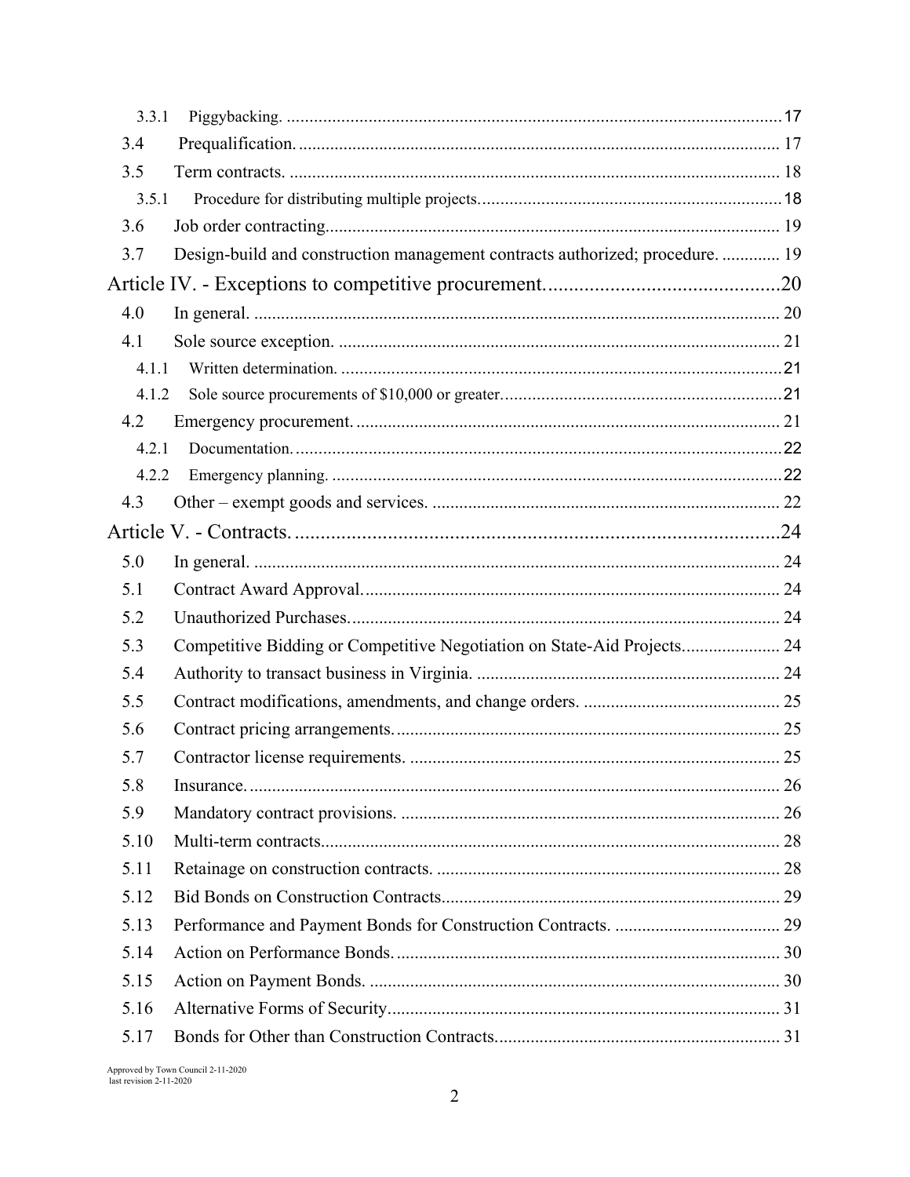3.3.1 Piggybacking. 17

3.4 Prequalification. 17

3.5 Term contracts. 18

3.5.1 Procedure for distributing multiple projects. 18

3.6 Job order contracting. 19

3.7 Design-build and construction management contracts authorized; procedure. 19

Article IV. - Exceptions to competitive procurement. 20

4.0 In general. 20

4.1 Sole source exception. 21

4.1.1 Written determination. 21

4.1.2 Sole source procurements of $10,000 or greater. 21

4.2 Emergency procurement. 21

4.2.1 Documentation. 22

4.2.2 Emergency planning. 22

4.3 Other – exempt goods and services. 22

Article V. - Contracts. 24

5.0 In general. 24

5.1 Contract Award Approval. 24

5.2 Unauthorized Purchases. 24

5.3 Competitive Bidding or Competitive Negotiation on State-Aid Projects. 24

5.4 Authority to transact business in Virginia. 24

5.5 Contract modifications, amendments, and change orders. 25

5.6 Contract pricing arrangements. 25

5.7 Contractor license requirements. 25

5.8 Insurance. 26

5.9 Mandatory contract provisions. 26

5.10 Multi-term contracts. 28

5.11 Retainage on construction contracts. 28

5.12 Bid Bonds on Construction Contracts. 29

5.13 Performance and Payment Bonds for Construction Contracts. 29

5.14 Action on Performance Bonds. 30

5.15 Action on Payment Bonds. 30

5.16 Alternative Forms of Security. 31

5.17 Bonds for Other than Construction Contracts. 31

Approved by Town Council 2-11-2020
last revision 2-11-2020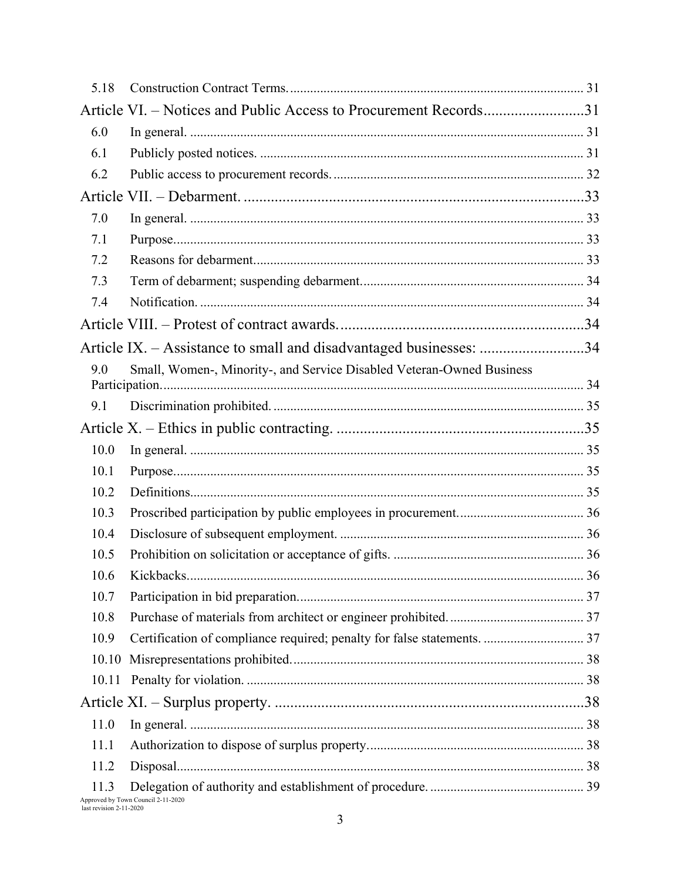| | | |
|---|---|---|
| 5.18 | Construction Contract Terms. | 31 |
| **Article VI. – Notices and Public Access to Procurement Records** | | **31** |
| 6.0 | In general. | 31 |
| 6.1 | Publicly posted notices. | 31 |
| 6.2 | Public access to procurement records. | 32 |
| **Article VII. – Debarment.** | | **33** |
| 7.0 | In general. | 33 |
| 7.1 | Purpose. | 33 |
| 7.2 | Reasons for debarment. | 33 |
| 7.3 | Term of debarment; suspending debarment. | 34 |
| 7.4 | Notification. | 34 |
| **Article VIII. – Protest of contract awards.** | | **34** |
| **Article IX. – Assistance to small and disadvantaged businesses:** | | **34** |
| 9.0 | Small, Women-, Minority-, and Service Disabled Veteran-Owned Business Participation. | 34 |
| 9.1 | Discrimination prohibited. | 35 |
| **Article X. – Ethics in public contracting.** | | **35** |
| 10.0 | In general. | 35 |
| 10.1 | Purpose. | 35 |
| 10.2 | Definitions. | 35 |
| 10.3 | Proscribed participation by public employees in procurement. | 36 |
| 10.4 | Disclosure of subsequent employment. | 36 |
| 10.5 | Prohibition on solicitation or acceptance of gifts. | 36 |
| 10.6 | Kickbacks. | 36 |
| 10.7 | Participation in bid preparation. | 37 |
| 10.8 | Purchase of materials from architect or engineer prohibited. | 37 |
| 10.9 | Certification of compliance required; penalty for false statements. | 37 |
| 10.10 | Misrepresentations prohibited. | 38 |
| 10.11 | Penalty for violation. | 38 |
| **Article XI. – Surplus property.** | | **38** |
| 11.0 | In general. | 38 |
| 11.1 | Authorization to dispose of surplus property. | 38 |
| 11.2 | Disposal. | 38 |
| 11.3 | Delegation of authority and establishment of procedure. | 39 |

Approved by Town Council 2-11-2020
last revision 2-11-2020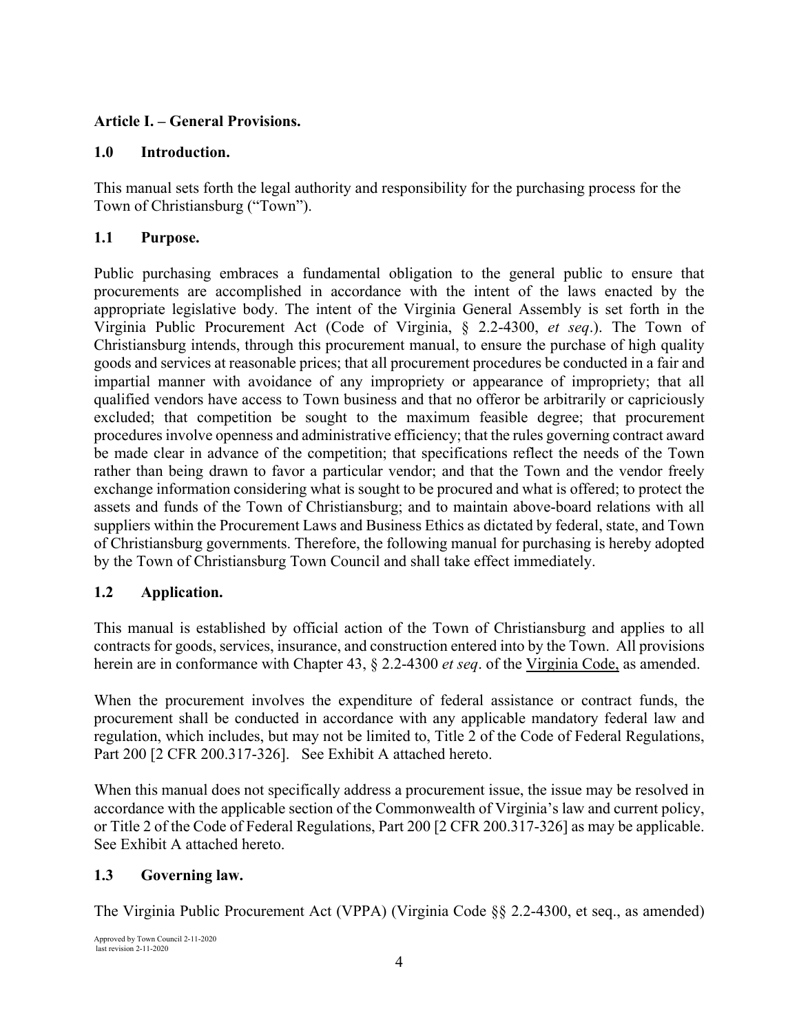## Article I. – General Provisions.

### 1.0 Introduction.

This manual sets forth the legal authority and responsibility for the purchasing process for the Town of Christiansburg ("Town").

### 1.1 Purpose.

Public purchasing embraces a fundamental obligation to the general public to ensure that procurements are accomplished in accordance with the intent of the laws enacted by the appropriate legislative body. The intent of the Virginia General Assembly is set forth in the Virginia Public Procurement Act (Code of Virginia, § 2.2-4300, *et seq*.). The Town of Christiansburg intends, through this procurement manual, to ensure the purchase of high quality goods and services at reasonable prices; that all procurement procedures be conducted in a fair and impartial manner with avoidance of any impropriety or appearance of impropriety; that all qualified vendors have access to Town business and that no offeror be arbitrarily or capriciously excluded; that competition be sought to the maximum feasible degree; that procurement procedures involve openness and administrative efficiency; that the rules governing contract award be made clear in advance of the competition; that specifications reflect the needs of the Town rather than being drawn to favor a particular vendor; and that the Town and the vendor freely exchange information considering what is sought to be procured and what is offered; to protect the assets and funds of the Town of Christiansburg; and to maintain above-board relations with all suppliers within the Procurement Laws and Business Ethics as dictated by federal, state, and Town of Christiansburg governments. Therefore, the following manual for purchasing is hereby adopted by the Town of Christiansburg Town Council and shall take effect immediately.

### 1.2 Application.

This manual is established by official action of the Town of Christiansburg and applies to all contracts for goods, services, insurance, and construction entered into by the Town. All provisions herein are in conformance with Chapter 43, § 2.2-4300 *et seq*. of the Virginia Code, as amended.

When the procurement involves the expenditure of federal assistance or contract funds, the procurement shall be conducted in accordance with any applicable mandatory federal law and regulation, which includes, but may not be limited to, Title 2 of the Code of Federal Regulations, Part 200 [2 CFR 200.317-326]. See Exhibit A attached hereto.

When this manual does not specifically address a procurement issue, the issue may be resolved in accordance with the applicable section of the Commonwealth of Virginia's law and current policy, or Title 2 of the Code of Federal Regulations, Part 200 [2 CFR 200.317-326] as may be applicable. See Exhibit A attached hereto.

### 1.3 Governing law.

The Virginia Public Procurement Act (VPPA) (Virginia Code §§ 2.2-4300, et seq., as amended)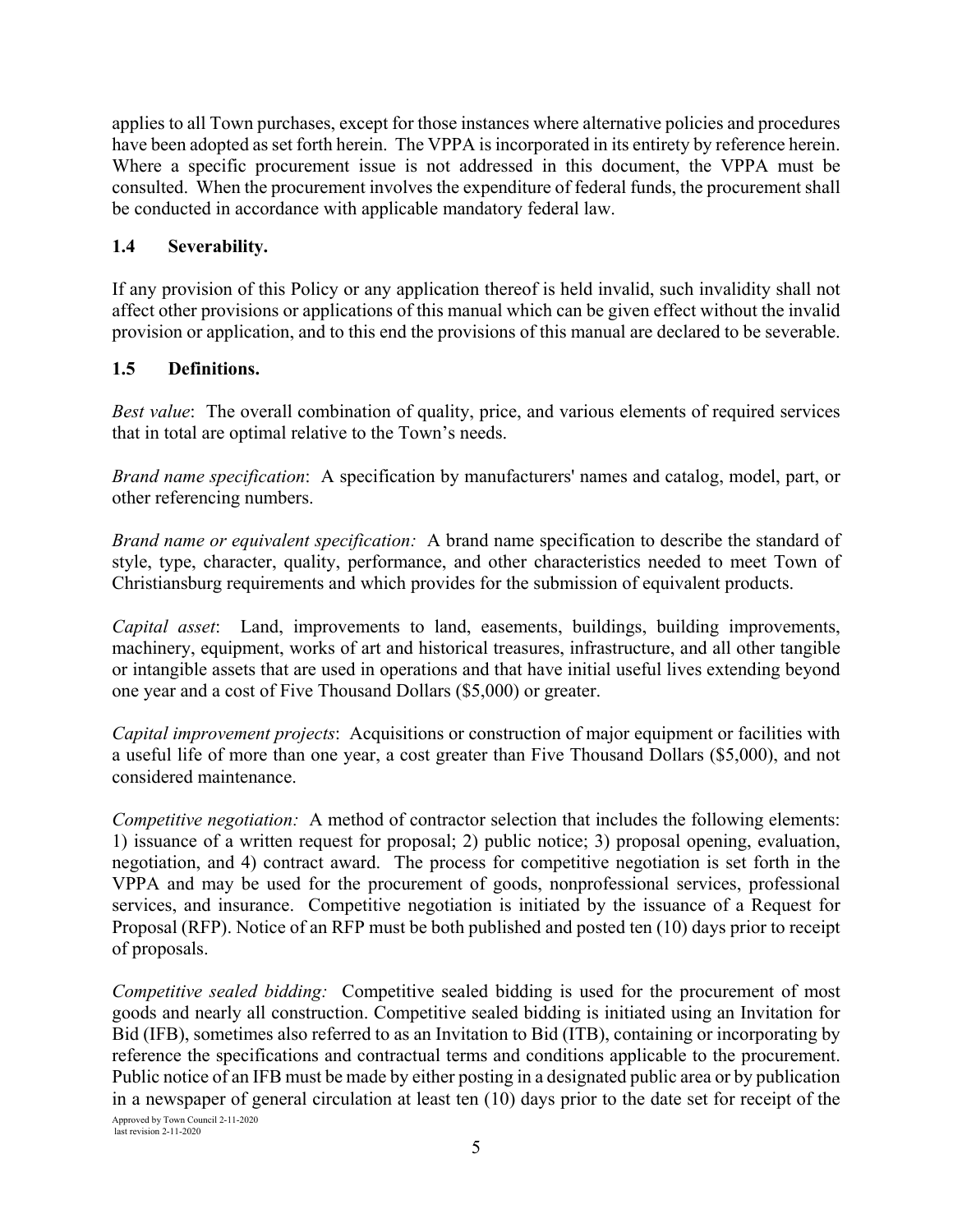applies to all Town purchases, except for those instances where alternative policies and procedures have been adopted as set forth herein. The VPPA is incorporated in its entirety by reference herein. Where a specific procurement issue is not addressed in this document, the VPPA must be consulted. When the procurement involves the expenditure of federal funds, the procurement shall be conducted in accordance with applicable mandatory federal law.

### 1.4 Severability.

If any provision of this Policy or any application thereof is held invalid, such invalidity shall not affect other provisions or applications of this manual which can be given effect without the invalid provision or application, and to this end the provisions of this manual are declared to be severable.

### 1.5 Definitions.

*Best value*: The overall combination of quality, price, and various elements of required services that in total are optimal relative to the Town's needs.

*Brand name specification*: A specification by manufacturers' names and catalog, model, part, or other referencing numbers.

*Brand name or equivalent specification:* A brand name specification to describe the standard of style, type, character, quality, performance, and other characteristics needed to meet Town of Christiansburg requirements and which provides for the submission of equivalent products.

*Capital asset*: Land, improvements to land, easements, buildings, building improvements, machinery, equipment, works of art and historical treasures, infrastructure, and all other tangible or intangible assets that are used in operations and that have initial useful lives extending beyond one year and a cost of Five Thousand Dollars ($5,000) or greater.

*Capital improvement projects*: Acquisitions or construction of major equipment or facilities with a useful life of more than one year, a cost greater than Five Thousand Dollars ($5,000), and not considered maintenance.

*Competitive negotiation:* A method of contractor selection that includes the following elements: 1) issuance of a written request for proposal; 2) public notice; 3) proposal opening, evaluation, negotiation, and 4) contract award. The process for competitive negotiation is set forth in the VPPA and may be used for the procurement of goods, nonprofessional services, professional services, and insurance. Competitive negotiation is initiated by the issuance of a Request for Proposal (RFP). Notice of an RFP must be both published and posted ten (10) days prior to receipt of proposals.

*Competitive sealed bidding:* Competitive sealed bidding is used for the procurement of most goods and nearly all construction. Competitive sealed bidding is initiated using an Invitation for Bid (IFB), sometimes also referred to as an Invitation to Bid (ITB), containing or incorporating by reference the specifications and contractual terms and conditions applicable to the procurement. Public notice of an IFB must be made by either posting in a designated public area or by publication in a newspaper of general circulation at least ten (10) days prior to the date set for receipt of the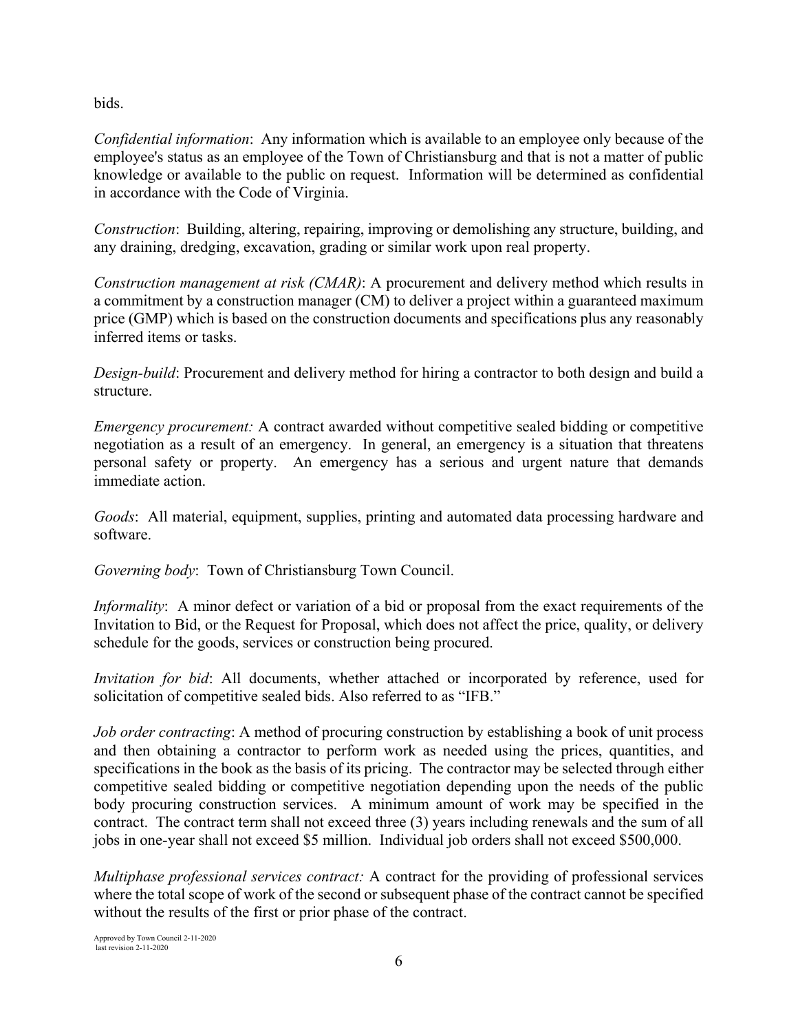bids.

*Confidential information*: Any information which is available to an employee only because of the employee's status as an employee of the Town of Christiansburg and that is not a matter of public knowledge or available to the public on request. Information will be determined as confidential in accordance with the Code of Virginia.

*Construction*: Building, altering, repairing, improving or demolishing any structure, building, and any draining, dredging, excavation, grading or similar work upon real property.

*Construction management at risk (CMAR)*: A procurement and delivery method which results in a commitment by a construction manager (CM) to deliver a project within a guaranteed maximum price (GMP) which is based on the construction documents and specifications plus any reasonably inferred items or tasks.

*Design-build*: Procurement and delivery method for hiring a contractor to both design and build a structure.

*Emergency procurement:* A contract awarded without competitive sealed bidding or competitive negotiation as a result of an emergency. In general, an emergency is a situation that threatens personal safety or property. An emergency has a serious and urgent nature that demands immediate action.

*Goods*: All material, equipment, supplies, printing and automated data processing hardware and software.

*Governing body*: Town of Christiansburg Town Council.

*Informality*: A minor defect or variation of a bid or proposal from the exact requirements of the Invitation to Bid, or the Request for Proposal, which does not affect the price, quality, or delivery schedule for the goods, services or construction being procured.

*Invitation for bid*: All documents, whether attached or incorporated by reference, used for solicitation of competitive sealed bids. Also referred to as "IFB."

*Job order contracting*: A method of procuring construction by establishing a book of unit process and then obtaining a contractor to perform work as needed using the prices, quantities, and specifications in the book as the basis of its pricing. The contractor may be selected through either competitive sealed bidding or competitive negotiation depending upon the needs of the public body procuring construction services. A minimum amount of work may be specified in the contract. The contract term shall not exceed three (3) years including renewals and the sum of all jobs in one-year shall not exceed $5 million. Individual job orders shall not exceed $500,000.

*Multiphase professional services contract:* A contract for the providing of professional services where the total scope of work of the second or subsequent phase of the contract cannot be specified without the results of the first or prior phase of the contract.

Approved by Town Council 2-11-2020
last revision 2-11-2020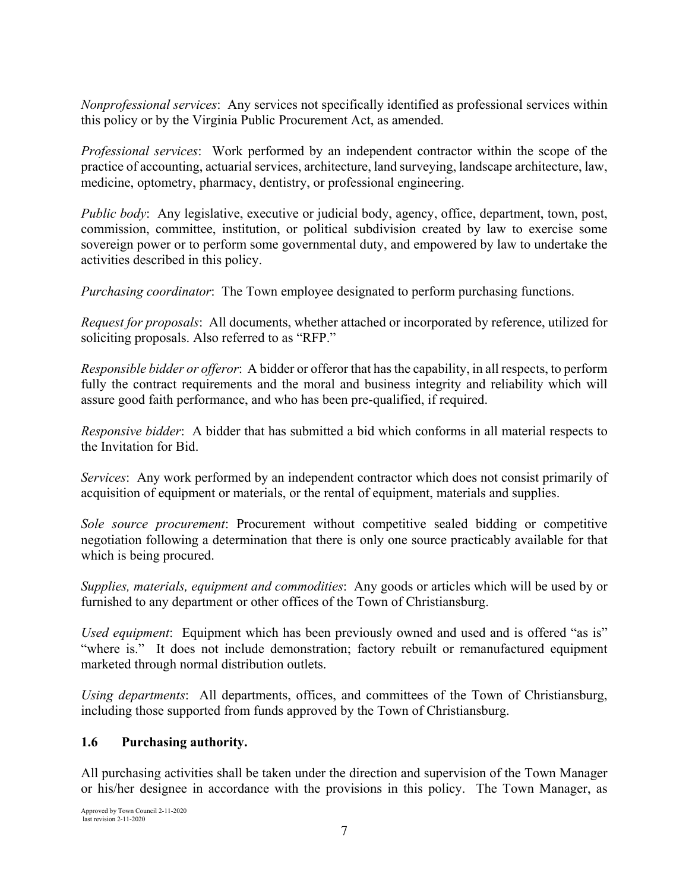*Nonprofessional services*: Any services not specifically identified as professional services within this policy or by the Virginia Public Procurement Act, as amended.

*Professional services*: Work performed by an independent contractor within the scope of the practice of accounting, actuarial services, architecture, land surveying, landscape architecture, law, medicine, optometry, pharmacy, dentistry, or professional engineering.

*Public body*: Any legislative, executive or judicial body, agency, office, department, town, post, commission, committee, institution, or political subdivision created by law to exercise some sovereign power or to perform some governmental duty, and empowered by law to undertake the activities described in this policy.

*Purchasing coordinator*: The Town employee designated to perform purchasing functions.

*Request for proposals*: All documents, whether attached or incorporated by reference, utilized for soliciting proposals. Also referred to as "RFP."

*Responsible bidder or offeror*: A bidder or offeror that has the capability, in all respects, to perform fully the contract requirements and the moral and business integrity and reliability which will assure good faith performance, and who has been pre-qualified, if required.

*Responsive bidder*: A bidder that has submitted a bid which conforms in all material respects to the Invitation for Bid.

*Services*: Any work performed by an independent contractor which does not consist primarily of acquisition of equipment or materials, or the rental of equipment, materials and supplies.

*Sole source procurement*: Procurement without competitive sealed bidding or competitive negotiation following a determination that there is only one source practicably available for that which is being procured.

*Supplies, materials, equipment and commodities*: Any goods or articles which will be used by or furnished to any department or other offices of the Town of Christiansburg.

*Used equipment*: Equipment which has been previously owned and used and is offered "as is" "where is." It does not include demonstration; factory rebuilt or remanufactured equipment marketed through normal distribution outlets.

*Using departments*: All departments, offices, and committees of the Town of Christiansburg, including those supported from funds approved by the Town of Christiansburg.

## 1.6 Purchasing authority.

All purchasing activities shall be taken under the direction and supervision of the Town Manager or his/her designee in accordance with the provisions in this policy. The Town Manager, as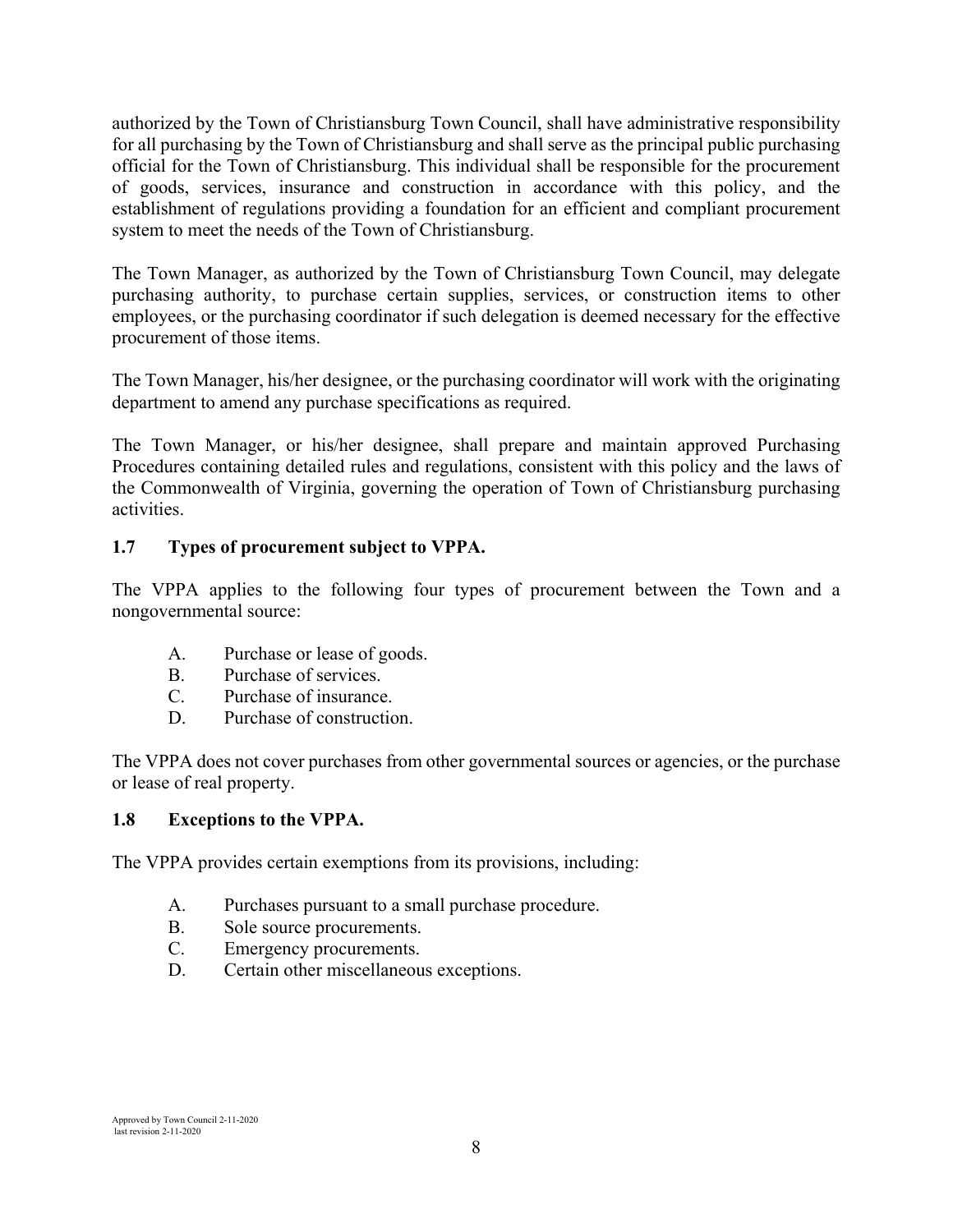authorized by the Town of Christiansburg Town Council, shall have administrative responsibility for all purchasing by the Town of Christiansburg and shall serve as the principal public purchasing official for the Town of Christiansburg. This individual shall be responsible for the procurement of goods, services, insurance and construction in accordance with this policy, and the establishment of regulations providing a foundation for an efficient and compliant procurement system to meet the needs of the Town of Christiansburg.

The Town Manager, as authorized by the Town of Christiansburg Town Council, may delegate purchasing authority, to purchase certain supplies, services, or construction items to other employees, or the purchasing coordinator if such delegation is deemed necessary for the effective procurement of those items.

The Town Manager, his/her designee, or the purchasing coordinator will work with the originating department to amend any purchase specifications as required.

The Town Manager, or his/her designee, shall prepare and maintain approved Purchasing Procedures containing detailed rules and regulations, consistent with this policy and the laws of the Commonwealth of Virginia, governing the operation of Town of Christiansburg purchasing activities.

### 1.7 Types of procurement subject to VPPA.

The VPPA applies to the following four types of procurement between the Town and a nongovernmental source:

A. Purchase or lease of goods.
B. Purchase of services.
C. Purchase of insurance.
D. Purchase of construction.

The VPPA does not cover purchases from other governmental sources or agencies, or the purchase or lease of real property.

### 1.8 Exceptions to the VPPA.

The VPPA provides certain exemptions from its provisions, including:

A. Purchases pursuant to a small purchase procedure.
B. Sole source procurements.
C. Emergency procurements.
D. Certain other miscellaneous exceptions.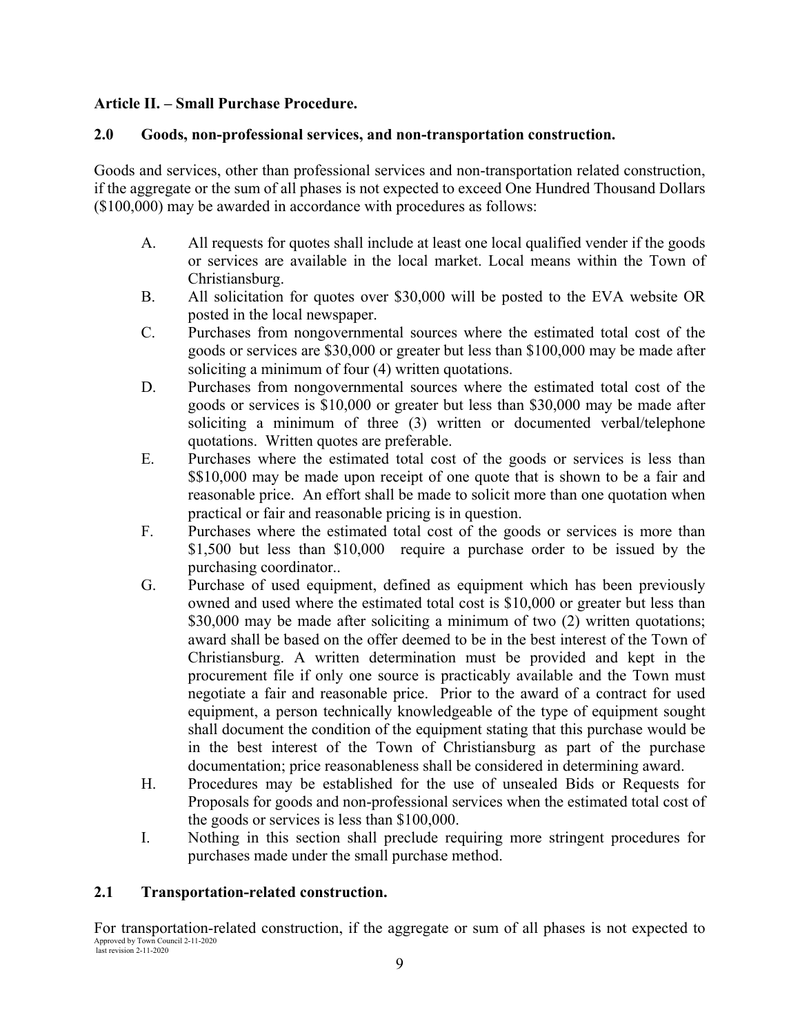**Article II. – Small Purchase Procedure.**

**2.0 Goods, non-professional services, and non-transportation construction.**

Goods and services, other than professional services and non-transportation related construction, if the aggregate or the sum of all phases is not expected to exceed One Hundred Thousand Dollars ($100,000) may be awarded in accordance with procedures as follows:

A. All requests for quotes shall include at least one local qualified vender if the goods or services are available in the local market. Local means within the Town of Christiansburg.

B. All solicitation for quotes over $30,000 will be posted to the EVA website OR posted in the local newspaper.

C. Purchases from nongovernmental sources where the estimated total cost of the goods or services are $30,000 or greater but less than $100,000 may be made after soliciting a minimum of four (4) written quotations.

D. Purchases from nongovernmental sources where the estimated total cost of the goods or services is $10,000 or greater but less than $30,000 may be made after soliciting a minimum of three (3) written or documented verbal/telephone quotations. Written quotes are preferable.

E. Purchases where the estimated total cost of the goods or services is less than $$10,000 may be made upon receipt of one quote that is shown to be a fair and reasonable price. An effort shall be made to solicit more than one quotation when practical or fair and reasonable pricing is in question.

F. Purchases where the estimated total cost of the goods or services is more than $1,500 but less than $10,000 require a purchase order to be issued by the purchasing coordinator..

G. Purchase of used equipment, defined as equipment which has been previously owned and used where the estimated total cost is $10,000 or greater but less than $30,000 may be made after soliciting a minimum of two (2) written quotations; award shall be based on the offer deemed to be in the best interest of the Town of Christiansburg. A written determination must be provided and kept in the procurement file if only one source is practicably available and the Town must negotiate a fair and reasonable price. Prior to the award of a contract for used equipment, a person technically knowledgeable of the type of equipment sought shall document the condition of the equipment stating that this purchase would be in the best interest of the Town of Christiansburg as part of the purchase documentation; price reasonableness shall be considered in determining award.

H. Procedures may be established for the use of unsealed Bids or Requests for Proposals for goods and non-professional services when the estimated total cost of the goods or services is less than $100,000.

I. Nothing in this section shall preclude requiring more stringent procedures for purchases made under the small purchase method.

**2.1 Transportation-related construction.**

For transportation-related construction, if the aggregate or sum of all phases is not expected to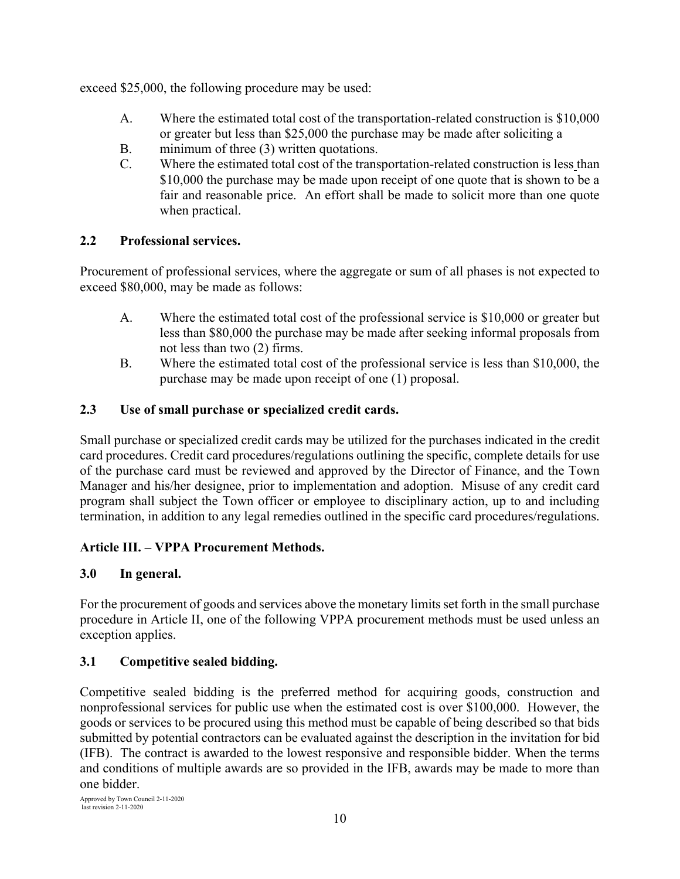exceed $25,000, the following procedure may be used:

A. Where the estimated total cost of the transportation-related construction is $10,000 or greater but less than $25,000 the purchase may be made after soliciting a

B. minimum of three (3) written quotations.

C. Where the estimated total cost of the transportation-related construction is less than $10,000 the purchase may be made upon receipt of one quote that is shown to be a fair and reasonable price. An effort shall be made to solicit more than one quote when practical.

### 2.2 Professional services.

Procurement of professional services, where the aggregate or sum of all phases is not expected to exceed $80,000, may be made as follows:

A. Where the estimated total cost of the professional service is $10,000 or greater but less than $80,000 the purchase may be made after seeking informal proposals from not less than two (2) firms.

B. Where the estimated total cost of the professional service is less than $10,000, the purchase may be made upon receipt of one (1) proposal.

### 2.3 Use of small purchase or specialized credit cards.

Small purchase or specialized credit cards may be utilized for the purchases indicated in the credit card procedures. Credit card procedures/regulations outlining the specific, complete details for use of the purchase card must be reviewed and approved by the Director of Finance, and the Town Manager and his/her designee, prior to implementation and adoption. Misuse of any credit card program shall subject the Town officer or employee to disciplinary action, up to and including termination, in addition to any legal remedies outlined in the specific card procedures/regulations.

## Article III. – VPPA Procurement Methods.

### 3.0 In general.

For the procurement of goods and services above the monetary limits set forth in the small purchase procedure in Article II, one of the following VPPA procurement methods must be used unless an exception applies.

### 3.1 Competitive sealed bidding.

Competitive sealed bidding is the preferred method for acquiring goods, construction and nonprofessional services for public use when the estimated cost is over $100,000. However, the goods or services to be procured using this method must be capable of being described so that bids submitted by potential contractors can be evaluated against the description in the invitation for bid (IFB). The contract is awarded to the lowest responsive and responsible bidder. When the terms and conditions of multiple awards are so provided in the IFB, awards may be made to more than one bidder.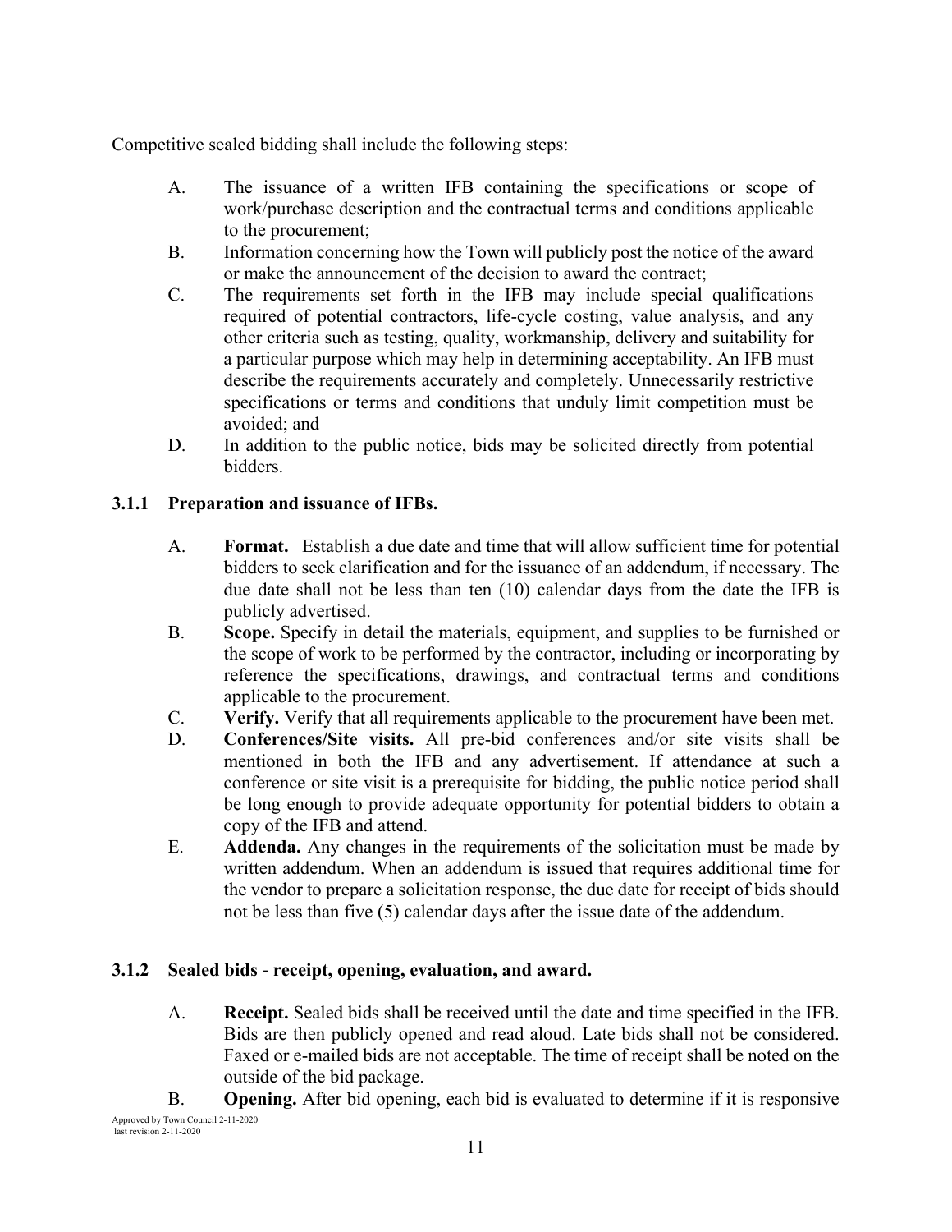Competitive sealed bidding shall include the following steps:

A. The issuance of a written IFB containing the specifications or scope of work/purchase description and the contractual terms and conditions applicable to the procurement;

B. Information concerning how the Town will publicly post the notice of the award or make the announcement of the decision to award the contract;

C. The requirements set forth in the IFB may include special qualifications required of potential contractors, life-cycle costing, value analysis, and any other criteria such as testing, quality, workmanship, delivery and suitability for a particular purpose which may help in determining acceptability. An IFB must describe the requirements accurately and completely. Unnecessarily restrictive specifications or terms and conditions that unduly limit competition must be avoided; and

D. In addition to the public notice, bids may be solicited directly from potential bidders.

### 3.1.1 Preparation and issuance of IFBs.

A. **Format.** Establish a due date and time that will allow sufficient time for potential bidders to seek clarification and for the issuance of an addendum, if necessary. The due date shall not be less than ten (10) calendar days from the date the IFB is publicly advertised.

B. **Scope.** Specify in detail the materials, equipment, and supplies to be furnished or the scope of work to be performed by the contractor, including or incorporating by reference the specifications, drawings, and contractual terms and conditions applicable to the procurement.

C. **Verify.** Verify that all requirements applicable to the procurement have been met.

D. **Conferences/Site visits.** All pre-bid conferences and/or site visits shall be mentioned in both the IFB and any advertisement. If attendance at such a conference or site visit is a prerequisite for bidding, the public notice period shall be long enough to provide adequate opportunity for potential bidders to obtain a copy of the IFB and attend.

E. **Addenda.** Any changes in the requirements of the solicitation must be made by written addendum. When an addendum is issued that requires additional time for the vendor to prepare a solicitation response, the due date for receipt of bids should not be less than five (5) calendar days after the issue date of the addendum.

### 3.1.2 Sealed bids - receipt, opening, evaluation, and award.

A. **Receipt.** Sealed bids shall be received until the date and time specified in the IFB. Bids are then publicly opened and read aloud. Late bids shall not be considered. Faxed or e-mailed bids are not acceptable. The time of receipt shall be noted on the outside of the bid package.

B. **Opening.** After bid opening, each bid is evaluated to determine if it is responsive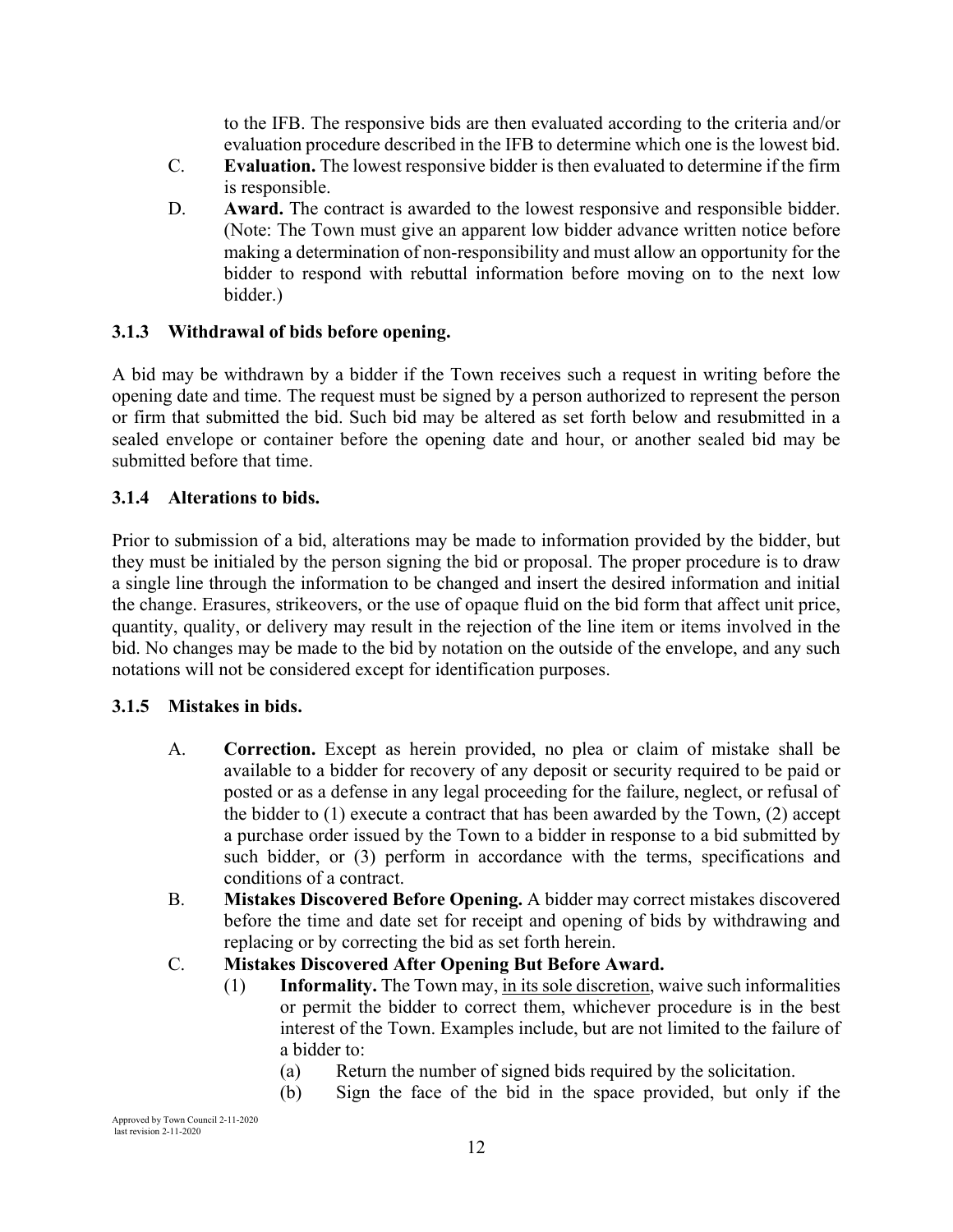to the IFB. The responsive bids are then evaluated according to the criteria and/or evaluation procedure described in the IFB to determine which one is the lowest bid.

C. **Evaluation.** The lowest responsive bidder is then evaluated to determine if the firm is responsible.

D. **Award.** The contract is awarded to the lowest responsive and responsible bidder. (Note: The Town must give an apparent low bidder advance written notice before making a determination of non-responsibility and must allow an opportunity for the bidder to respond with rebuttal information before moving on to the next low bidder.)

### 3.1.3 Withdrawal of bids before opening.

A bid may be withdrawn by a bidder if the Town receives such a request in writing before the opening date and time. The request must be signed by a person authorized to represent the person or firm that submitted the bid. Such bid may be altered as set forth below and resubmitted in a sealed envelope or container before the opening date and hour, or another sealed bid may be submitted before that time.

### 3.1.4 Alterations to bids.

Prior to submission of a bid, alterations may be made to information provided by the bidder, but they must be initialed by the person signing the bid or proposal. The proper procedure is to draw a single line through the information to be changed and insert the desired information and initial the change. Erasures, strikeovers, or the use of opaque fluid on the bid form that affect unit price, quantity, quality, or delivery may result in the rejection of the line item or items involved in the bid. No changes may be made to the bid by notation on the outside of the envelope, and any such notations will not be considered except for identification purposes.

### 3.1.5 Mistakes in bids.

A. **Correction.** Except as herein provided, no plea or claim of mistake shall be available to a bidder for recovery of any deposit or security required to be paid or posted or as a defense in any legal proceeding for the failure, neglect, or refusal of the bidder to (1) execute a contract that has been awarded by the Town, (2) accept a purchase order issued by the Town to a bidder in response to a bid submitted by such bidder, or (3) perform in accordance with the terms, specifications and conditions of a contract.

B. **Mistakes Discovered Before Opening.** A bidder may correct mistakes discovered before the time and date set for receipt and opening of bids by withdrawing and replacing or by correcting the bid as set forth herein.

C. **Mistakes Discovered After Opening But Before Award.**

(1) **Informality.** The Town may, <u>in its sole discretion,</u> waive such informalities or permit the bidder to correct them, whichever procedure is in the best interest of the Town. Examples include, but are not limited to the failure of a bidder to:

(a) Return the number of signed bids required by the solicitation.

(b) Sign the face of the bid in the space provided, but only if the

Approved by Town Council 2-11-2020
last revision 2-11-2020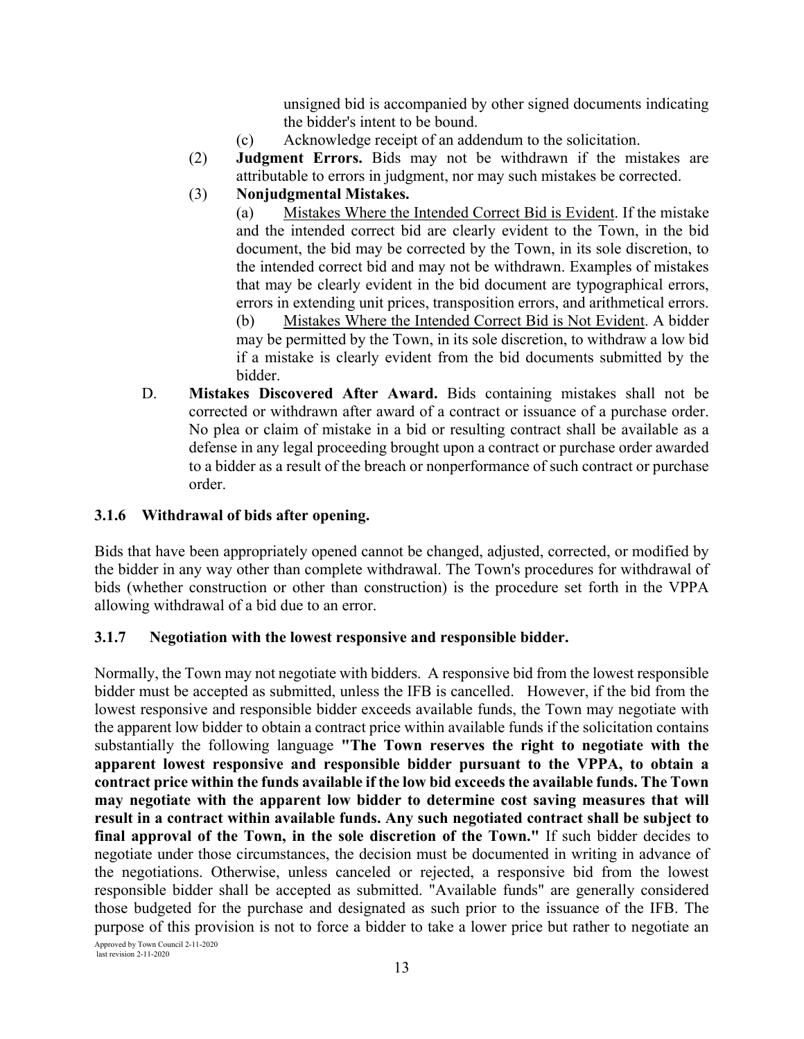unsigned bid is accompanied by other signed documents indicating the bidder's intent to be bound.

(c) Acknowledge receipt of an addendum to the solicitation.

(2) **Judgment Errors.** Bids may not be withdrawn if the mistakes are attributable to errors in judgment, nor may such mistakes be corrected.

(3) **Nonjudgmental Mistakes.**

(a) <u>Mistakes Where the Intended Correct Bid is Evident</u>. If the mistake and the intended correct bid are clearly evident to the Town, in the bid document, the bid may be corrected by the Town, in its sole discretion, to the intended correct bid and may not be withdrawn. Examples of mistakes that may be clearly evident in the bid document are typographical errors, errors in extending unit prices, transposition errors, and arithmetical errors.

(b) <u>Mistakes Where the Intended Correct Bid is Not Evident</u>. A bidder may be permitted by the Town, in its sole discretion, to withdraw a low bid if a mistake is clearly evident from the bid documents submitted by the bidder.

D. **Mistakes Discovered After Award.** Bids containing mistakes shall not be corrected or withdrawn after award of a contract or issuance of a purchase order. No plea or claim of mistake in a bid or resulting contract shall be available as a defense in any legal proceeding brought upon a contract or purchase order awarded to a bidder as a result of the breach or nonperformance of such contract or purchase order.

### 3.1.6 Withdrawal of bids after opening.

Bids that have been appropriately opened cannot be changed, adjusted, corrected, or modified by the bidder in any way other than complete withdrawal. The Town's procedures for withdrawal of bids (whether construction or other than construction) is the procedure set forth in the VPPA allowing withdrawal of a bid due to an error.

### 3.1.7 Negotiation with the lowest responsive and responsible bidder.

Normally, the Town may not negotiate with bidders. A responsive bid from the lowest responsible bidder must be accepted as submitted, unless the IFB is cancelled. However, if the bid from the lowest responsive and responsible bidder exceeds available funds, the Town may negotiate with the apparent low bidder to obtain a contract price within available funds if the solicitation contains substantially the following language **"The Town reserves the right to negotiate with the apparent lowest responsive and responsible bidder pursuant to the VPPA, to obtain a contract price within the funds available if the low bid exceeds the available funds. The Town may negotiate with the apparent low bidder to determine cost saving measures that will result in a contract within available funds. Any such negotiated contract shall be subject to final approval of the Town, in the sole discretion of the Town."** If such bidder decides to negotiate under those circumstances, the decision must be documented in writing in advance of the negotiations. Otherwise, unless canceled or rejected, a responsive bid from the lowest responsible bidder shall be accepted as submitted. "Available funds" are generally considered those budgeted for the purchase and designated as such prior to the issuance of the IFB. The purpose of this provision is not to force a bidder to take a lower price but rather to negotiate an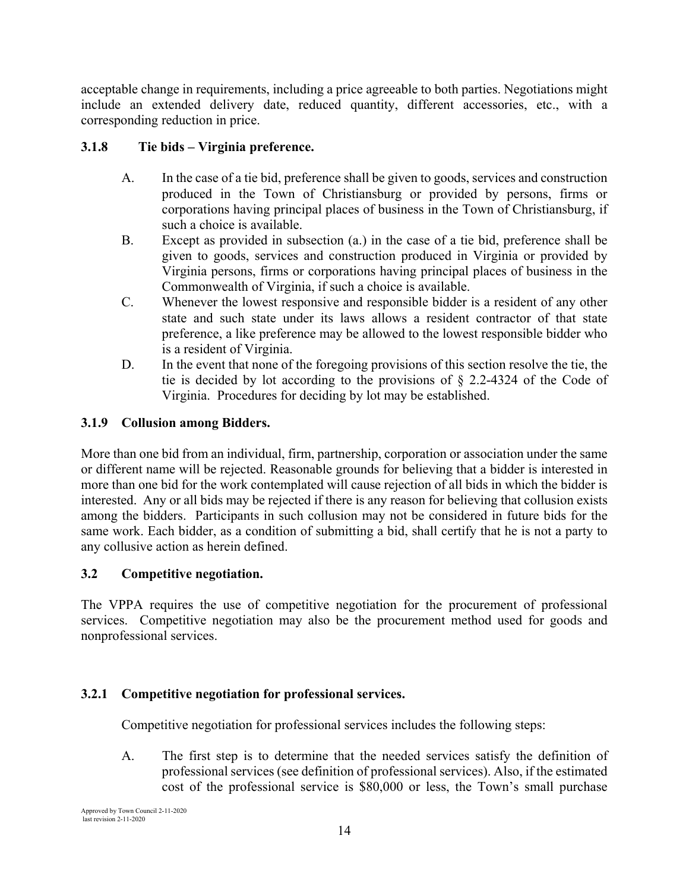acceptable change in requirements, including a price agreeable to both parties. Negotiations might include an extended delivery date, reduced quantity, different accessories, etc., with a corresponding reduction in price.

### 3.1.8 Tie bids – Virginia preference.

A. In the case of a tie bid, preference shall be given to goods, services and construction produced in the Town of Christiansburg or provided by persons, firms or corporations having principal places of business in the Town of Christiansburg, if such a choice is available.

B. Except as provided in subsection (a.) in the case of a tie bid, preference shall be given to goods, services and construction produced in Virginia or provided by Virginia persons, firms or corporations having principal places of business in the Commonwealth of Virginia, if such a choice is available.

C. Whenever the lowest responsive and responsible bidder is a resident of any other state and such state under its laws allows a resident contractor of that state preference, a like preference may be allowed to the lowest responsible bidder who is a resident of Virginia.

D. In the event that none of the foregoing provisions of this section resolve the tie, the tie is decided by lot according to the provisions of § 2.2-4324 of the Code of Virginia. Procedures for deciding by lot may be established.

### 3.1.9 Collusion among Bidders.

More than one bid from an individual, firm, partnership, corporation or association under the same or different name will be rejected. Reasonable grounds for believing that a bidder is interested in more than one bid for the work contemplated will cause rejection of all bids in which the bidder is interested. Any or all bids may be rejected if there is any reason for believing that collusion exists among the bidders. Participants in such collusion may not be considered in future bids for the same work. Each bidder, as a condition of submitting a bid, shall certify that he is not a party to any collusive action as herein defined.

## 3.2 Competitive negotiation.

The VPPA requires the use of competitive negotiation for the procurement of professional services. Competitive negotiation may also be the procurement method used for goods and nonprofessional services.

### 3.2.1 Competitive negotiation for professional services.

Competitive negotiation for professional services includes the following steps:

A. The first step is to determine that the needed services satisfy the definition of professional services (see definition of professional services). Also, if the estimated cost of the professional service is $80,000 or less, the Town's small purchase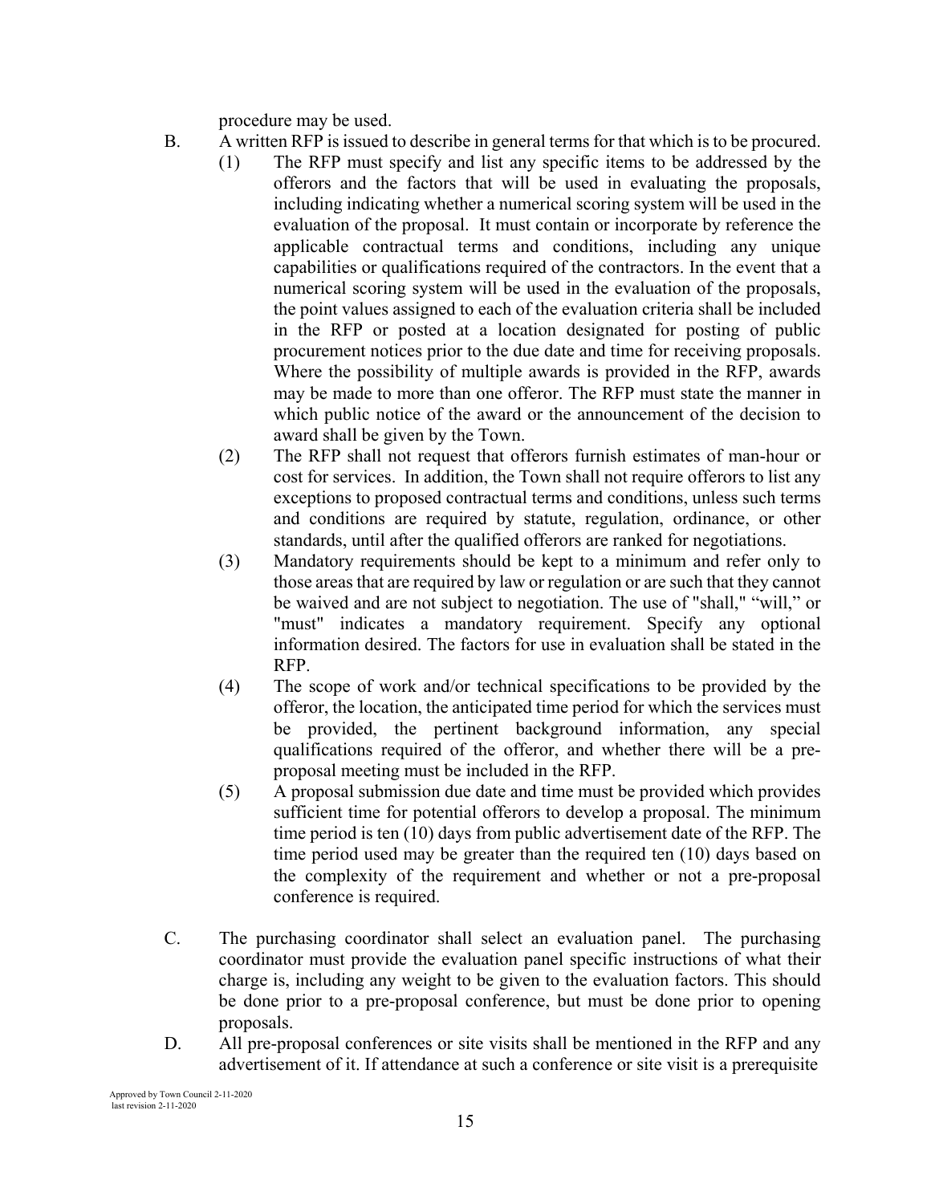procedure may be used.

B. A written RFP is issued to describe in general terms for that which is to be procured.

   (1) The RFP must specify and list any specific items to be addressed by the offerors and the factors that will be used in evaluating the proposals, including indicating whether a numerical scoring system will be used in the evaluation of the proposal. It must contain or incorporate by reference the applicable contractual terms and conditions, including any unique capabilities or qualifications required of the contractors. In the event that a numerical scoring system will be used in the evaluation of the proposals, the point values assigned to each of the evaluation criteria shall be included in the RFP or posted at a location designated for posting of public procurement notices prior to the due date and time for receiving proposals. Where the possibility of multiple awards is provided in the RFP, awards may be made to more than one offeror. The RFP must state the manner in which public notice of the award or the announcement of the decision to award shall be given by the Town.

   (2) The RFP shall not request that offerors furnish estimates of man-hour or cost for services. In addition, the Town shall not require offerors to list any exceptions to proposed contractual terms and conditions, unless such terms and conditions are required by statute, regulation, ordinance, or other standards, until after the qualified offerors are ranked for negotiations.

   (3) Mandatory requirements should be kept to a minimum and refer only to those areas that are required by law or regulation or are such that they cannot be waived and are not subject to negotiation. The use of "shall," "will," or "must" indicates a mandatory requirement. Specify any optional information desired. The factors for use in evaluation shall be stated in the RFP.

   (4) The scope of work and/or technical specifications to be provided by the offeror, the location, the anticipated time period for which the services must be provided, the pertinent background information, any special qualifications required of the offeror, and whether there will be a pre-proposal meeting must be included in the RFP.

   (5) A proposal submission due date and time must be provided which provides sufficient time for potential offerors to develop a proposal. The minimum time period is ten (10) days from public advertisement date of the RFP. The time period used may be greater than the required ten (10) days based on the complexity of the requirement and whether or not a pre-proposal conference is required.

C. The purchasing coordinator shall select an evaluation panel. The purchasing coordinator must provide the evaluation panel specific instructions of what their charge is, including any weight to be given to the evaluation factors. This should be done prior to a pre-proposal conference, but must be done prior to opening proposals.

D. All pre-proposal conferences or site visits shall be mentioned in the RFP and any advertisement of it. If attendance at such a conference or site visit is a prerequisite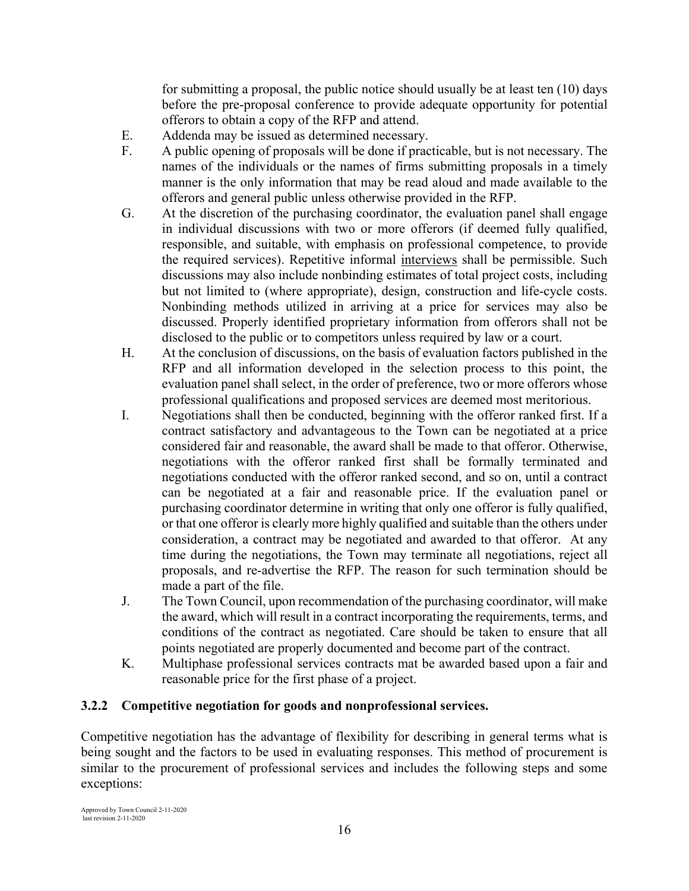for submitting a proposal, the public notice should usually be at least ten (10) days before the pre-proposal conference to provide adequate opportunity for potential offerors to obtain a copy of the RFP and attend.

E. Addenda may be issued as determined necessary.

F. A public opening of proposals will be done if practicable, but is not necessary. The names of the individuals or the names of firms submitting proposals in a timely manner is the only information that may be read aloud and made available to the offerors and general public unless otherwise provided in the RFP.

G. At the discretion of the purchasing coordinator, the evaluation panel shall engage in individual discussions with two or more offerors (if deemed fully qualified, responsible, and suitable, with emphasis on professional competence, to provide the required services). Repetitive informal interviews shall be permissible. Such discussions may also include nonbinding estimates of total project costs, including but not limited to (where appropriate), design, construction and life-cycle costs. Nonbinding methods utilized in arriving at a price for services may also be discussed. Properly identified proprietary information from offerors shall not be disclosed to the public or to competitors unless required by law or a court.

H. At the conclusion of discussions, on the basis of evaluation factors published in the RFP and all information developed in the selection process to this point, the evaluation panel shall select, in the order of preference, two or more offerors whose professional qualifications and proposed services are deemed most meritorious.

I. Negotiations shall then be conducted, beginning with the offeror ranked first. If a contract satisfactory and advantageous to the Town can be negotiated at a price considered fair and reasonable, the award shall be made to that offeror. Otherwise, negotiations with the offeror ranked first shall be formally terminated and negotiations conducted with the offeror ranked second, and so on, until a contract can be negotiated at a fair and reasonable price. If the evaluation panel or purchasing coordinator determine in writing that only one offeror is fully qualified, or that one offeror is clearly more highly qualified and suitable than the others under consideration, a contract may be negotiated and awarded to that offeror. At any time during the negotiations, the Town may terminate all negotiations, reject all proposals, and re-advertise the RFP. The reason for such termination should be made a part of the file.

J. The Town Council, upon recommendation of the purchasing coordinator, will make the award, which will result in a contract incorporating the requirements, terms, and conditions of the contract as negotiated. Care should be taken to ensure that all points negotiated are properly documented and become part of the contract.

K. Multiphase professional services contracts mat be awarded based upon a fair and reasonable price for the first phase of a project.

### 3.2.2 Competitive negotiation for goods and nonprofessional services.

Competitive negotiation has the advantage of flexibility for describing in general terms what is being sought and the factors to be used in evaluating responses. This method of procurement is similar to the procurement of professional services and includes the following steps and some exceptions: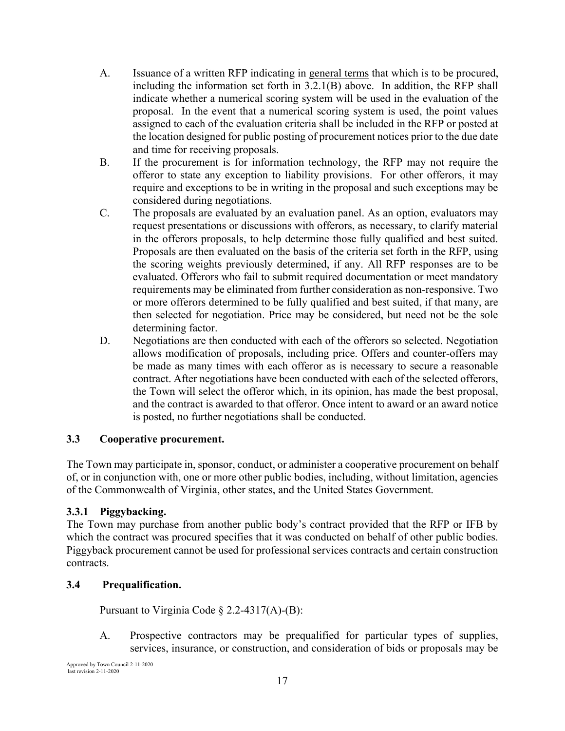A. Issuance of a written RFP indicating in general terms that which is to be procured, including the information set forth in 3.2.1(B) above. In addition, the RFP shall indicate whether a numerical scoring system will be used in the evaluation of the proposal. In the event that a numerical scoring system is used, the point values assigned to each of the evaluation criteria shall be included in the RFP or posted at the location designed for public posting of procurement notices prior to the due date and time for receiving proposals.

B. If the procurement is for information technology, the RFP may not require the offeror to state any exception to liability provisions. For other offerors, it may require and exceptions to be in writing in the proposal and such exceptions may be considered during negotiations.

C. The proposals are evaluated by an evaluation panel. As an option, evaluators may request presentations or discussions with offerors, as necessary, to clarify material in the offerors proposals, to help determine those fully qualified and best suited. Proposals are then evaluated on the basis of the criteria set forth in the RFP, using the scoring weights previously determined, if any. All RFP responses are to be evaluated. Offerors who fail to submit required documentation or meet mandatory requirements may be eliminated from further consideration as non-responsive. Two or more offerors determined to be fully qualified and best suited, if that many, are then selected for negotiation. Price may be considered, but need not be the sole determining factor.

D. Negotiations are then conducted with each of the offerors so selected. Negotiation allows modification of proposals, including price. Offers and counter-offers may be made as many times with each offeror as is necessary to secure a reasonable contract. After negotiations have been conducted with each of the selected offerors, the Town will select the offeror which, in its opinion, has made the best proposal, and the contract is awarded to that offeror. Once intent to award or an award notice is posted, no further negotiations shall be conducted.

### 3.3 Cooperative procurement.

The Town may participate in, sponsor, conduct, or administer a cooperative procurement on behalf of, or in conjunction with, one or more other public bodies, including, without limitation, agencies of the Commonwealth of Virginia, other states, and the United States Government.

### 3.3.1 Piggybacking.

The Town may purchase from another public body's contract provided that the RFP or IFB by which the contract was procured specifies that it was conducted on behalf of other public bodies. Piggyback procurement cannot be used for professional services contracts and certain construction contracts.

### 3.4 Prequalification.

Pursuant to Virginia Code § 2.2-4317(A)-(B):

A. Prospective contractors may be prequalified for particular types of supplies, services, insurance, or construction, and consideration of bids or proposals may be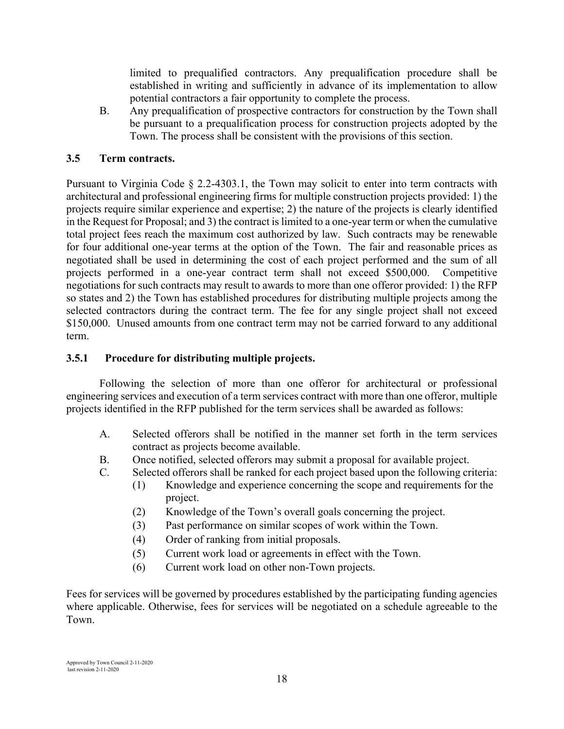limited to prequalified contractors. Any prequalification procedure shall be established in writing and sufficiently in advance of its implementation to allow potential contractors a fair opportunity to complete the process.

B. Any prequalification of prospective contractors for construction by the Town shall be pursuant to a prequalification process for construction projects adopted by the Town. The process shall be consistent with the provisions of this section.

### 3.5 Term contracts.

Pursuant to Virginia Code § 2.2-4303.1, the Town may solicit to enter into term contracts with architectural and professional engineering firms for multiple construction projects provided: 1) the projects require similar experience and expertise; 2) the nature of the projects is clearly identified in the Request for Proposal; and 3) the contract is limited to a one-year term or when the cumulative total project fees reach the maximum cost authorized by law. Such contracts may be renewable for four additional one-year terms at the option of the Town. The fair and reasonable prices as negotiated shall be used in determining the cost of each project performed and the sum of all projects performed in a one-year contract term shall not exceed $500,000. Competitive negotiations for such contracts may result to awards to more than one offeror provided: 1) the RFP so states and 2) the Town has established procedures for distributing multiple projects among the selected contractors during the contract term. The fee for any single project shall not exceed $150,000. Unused amounts from one contract term may not be carried forward to any additional term.

### 3.5.1 Procedure for distributing multiple projects.

Following the selection of more than one offeror for architectural or professional engineering services and execution of a term services contract with more than one offeror, multiple projects identified in the RFP published for the term services shall be awarded as follows:

A. Selected offerors shall be notified in the manner set forth in the term services contract as projects become available.

B. Once notified, selected offerors may submit a proposal for available project.

C. Selected offerors shall be ranked for each project based upon the following criteria:

   (1) Knowledge and experience concerning the scope and requirements for the project.

   (2) Knowledge of the Town's overall goals concerning the project.

   (3) Past performance on similar scopes of work within the Town.

   (4) Order of ranking from initial proposals.

   (5) Current work load or agreements in effect with the Town.

   (6) Current work load on other non-Town projects.

Fees for services will be governed by procedures established by the participating funding agencies where applicable. Otherwise, fees for services will be negotiated on a schedule agreeable to the Town.

Approved by Town Council 2-11-2020
last revision 2-11-2020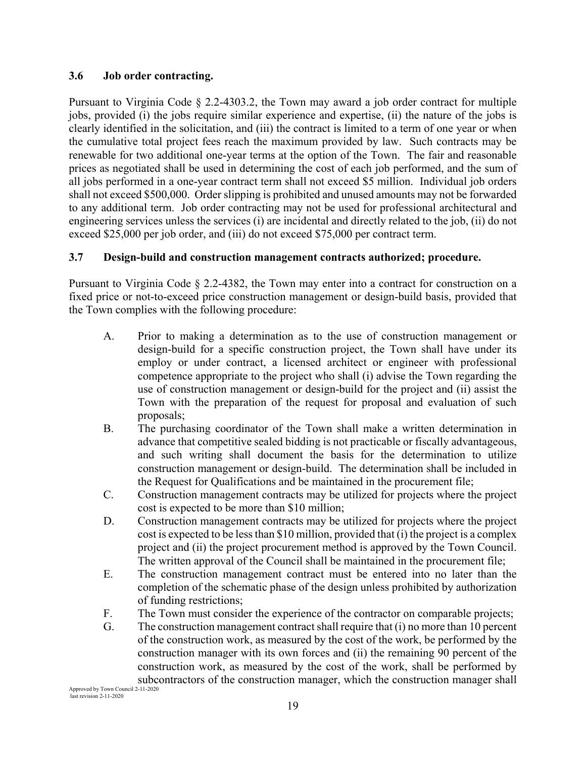### 3.6 Job order contracting.

Pursuant to Virginia Code § 2.2-4303.2, the Town may award a job order contract for multiple jobs, provided (i) the jobs require similar experience and expertise, (ii) the nature of the jobs is clearly identified in the solicitation, and (iii) the contract is limited to a term of one year or when the cumulative total project fees reach the maximum provided by law. Such contracts may be renewable for two additional one-year terms at the option of the Town. The fair and reasonable prices as negotiated shall be used in determining the cost of each job performed, and the sum of all jobs performed in a one-year contract term shall not exceed $5 million. Individual job orders shall not exceed $500,000. Order slipping is prohibited and unused amounts may not be forwarded to any additional term. Job order contracting may not be used for professional architectural and engineering services unless the services (i) are incidental and directly related to the job, (ii) do not exceed $25,000 per job order, and (iii) do not exceed $75,000 per contract term.

### 3.7 Design-build and construction management contracts authorized; procedure.

Pursuant to Virginia Code § 2.2-4382, the Town may enter into a contract for construction on a fixed price or not-to-exceed price construction management or design-build basis, provided that the Town complies with the following procedure:

A. Prior to making a determination as to the use of construction management or design-build for a specific construction project, the Town shall have under its employ or under contract, a licensed architect or engineer with professional competence appropriate to the project who shall (i) advise the Town regarding the use of construction management or design-build for the project and (ii) assist the Town with the preparation of the request for proposal and evaluation of such proposals;

B. The purchasing coordinator of the Town shall make a written determination in advance that competitive sealed bidding is not practicable or fiscally advantageous, and such writing shall document the basis for the determination to utilize construction management or design-build. The determination shall be included in the Request for Qualifications and be maintained in the procurement file;

C. Construction management contracts may be utilized for projects where the project cost is expected to be more than $10 million;

D. Construction management contracts may be utilized for projects where the project cost is expected to be less than $10 million, provided that (i) the project is a complex project and (ii) the project procurement method is approved by the Town Council. The written approval of the Council shall be maintained in the procurement file;

E. The construction management contract must be entered into no later than the completion of the schematic phase of the design unless prohibited by authorization of funding restrictions;

F. The Town must consider the experience of the contractor on comparable projects;

G. The construction management contract shall require that (i) no more than 10 percent of the construction work, as measured by the cost of the work, be performed by the construction manager with its own forces and (ii) the remaining 90 percent of the construction work, as measured by the cost of the work, shall be performed by subcontractors of the construction manager, which the construction manager shall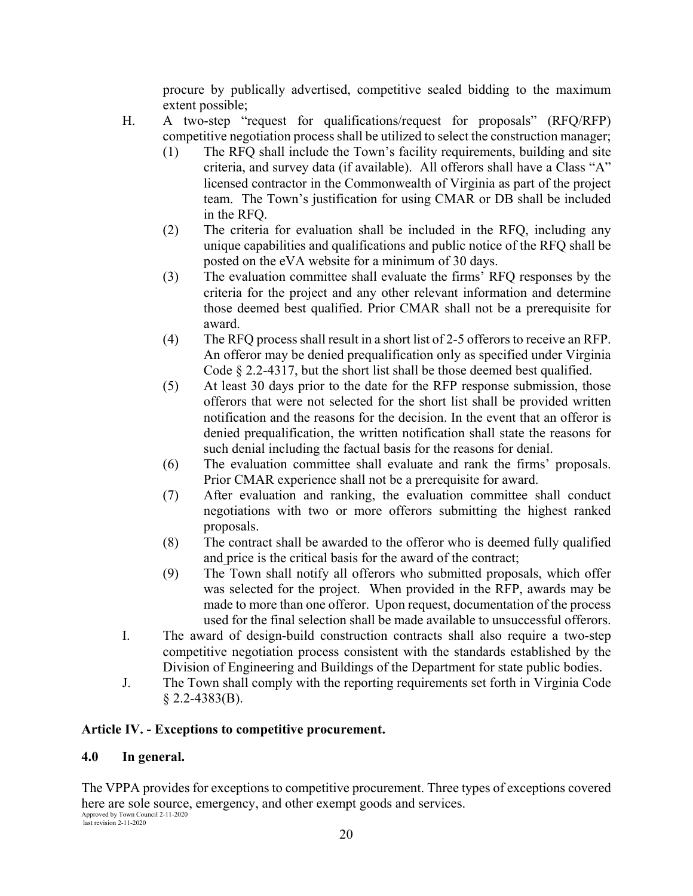procure by publically advertised, competitive sealed bidding to the maximum extent possible;

H. A two-step "request for qualifications/request for proposals" (RFQ/RFP) competitive negotiation process shall be utilized to select the construction manager;

(1) The RFQ shall include the Town's facility requirements, building and site criteria, and survey data (if available). All offerors shall have a Class "A" licensed contractor in the Commonwealth of Virginia as part of the project team. The Town's justification for using CMAR or DB shall be included in the RFQ.

(2) The criteria for evaluation shall be included in the RFQ, including any unique capabilities and qualifications and public notice of the RFQ shall be posted on the eVA website for a minimum of 30 days.

(3) The evaluation committee shall evaluate the firms' RFQ responses by the criteria for the project and any other relevant information and determine those deemed best qualified. Prior CMAR shall not be a prerequisite for award.

(4) The RFQ process shall result in a short list of 2-5 offerors to receive an RFP. An offeror may be denied prequalification only as specified under Virginia Code § 2.2-4317, but the short list shall be those deemed best qualified.

(5) At least 30 days prior to the date for the RFP response submission, those offerors that were not selected for the short list shall be provided written notification and the reasons for the decision. In the event that an offeror is denied prequalification, the written notification shall state the reasons for such denial including the factual basis for the reasons for denial.

(6) The evaluation committee shall evaluate and rank the firms' proposals. Prior CMAR experience shall not be a prerequisite for award.

(7) After evaluation and ranking, the evaluation committee shall conduct negotiations with two or more offerors submitting the highest ranked proposals.

(8) The contract shall be awarded to the offeror who is deemed fully qualified and price is the critical basis for the award of the contract;

(9) The Town shall notify all offerors who submitted proposals, which offer was selected for the project. When provided in the RFP, awards may be made to more than one offeror. Upon request, documentation of the process used for the final selection shall be made available to unsuccessful offerors.

I. The award of design-build construction contracts shall also require a two-step competitive negotiation process consistent with the standards established by the Division of Engineering and Buildings of the Department for state public bodies.

J. The Town shall comply with the reporting requirements set forth in Virginia Code § 2.2-4383(B).

## Article IV. - Exceptions to competitive procurement.

### 4.0 In general.

The VPPA provides for exceptions to competitive procurement. Three types of exceptions covered here are sole source, emergency, and other exempt goods and services.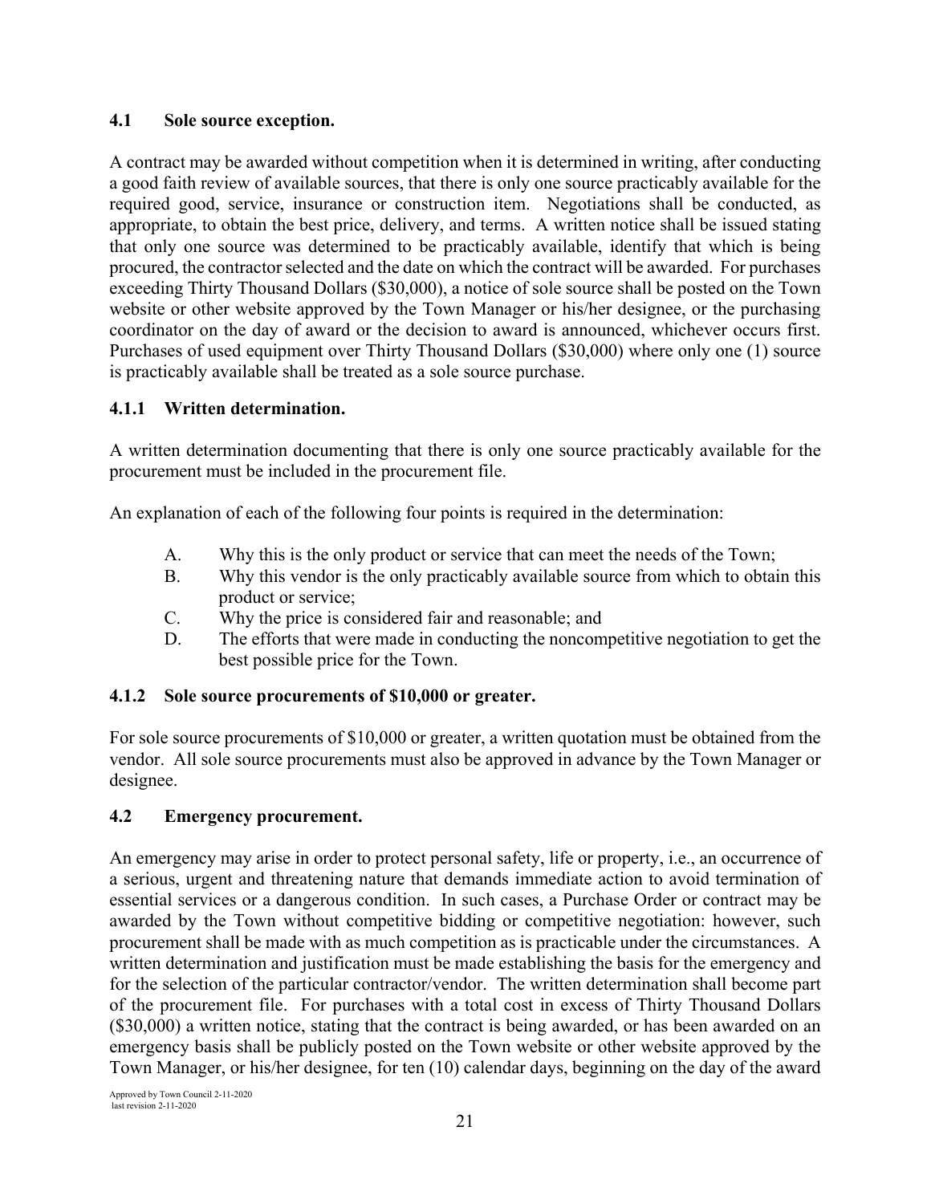### 4.1 Sole source exception.

A contract may be awarded without competition when it is determined in writing, after conducting a good faith review of available sources, that there is only one source practicably available for the required good, service, insurance or construction item. Negotiations shall be conducted, as appropriate, to obtain the best price, delivery, and terms. A written notice shall be issued stating that only one source was determined to be practicably available, identify that which is being procured, the contractor selected and the date on which the contract will be awarded. For purchases exceeding Thirty Thousand Dollars ($30,000), a notice of sole source shall be posted on the Town website or other website approved by the Town Manager or his/her designee, or the purchasing coordinator on the day of award or the decision to award is announced, whichever occurs first. Purchases of used equipment over Thirty Thousand Dollars ($30,000) where only one (1) source is practicably available shall be treated as a sole source purchase.

### 4.1.1 Written determination.

A written determination documenting that there is only one source practicably available for the procurement must be included in the procurement file.

An explanation of each of the following four points is required in the determination:

A. Why this is the only product or service that can meet the needs of the Town;

B. Why this vendor is the only practicably available source from which to obtain this product or service;

C. Why the price is considered fair and reasonable; and

D. The efforts that were made in conducting the noncompetitive negotiation to get the best possible price for the Town.

### 4.1.2 Sole source procurements of $10,000 or greater.

For sole source procurements of $10,000 or greater, a written quotation must be obtained from the vendor. All sole source procurements must also be approved in advance by the Town Manager or designee.

### 4.2 Emergency procurement.

An emergency may arise in order to protect personal safety, life or property, i.e., an occurrence of a serious, urgent and threatening nature that demands immediate action to avoid termination of essential services or a dangerous condition. In such cases, a Purchase Order or contract may be awarded by the Town without competitive bidding or competitive negotiation: however, such procurement shall be made with as much competition as is practicable under the circumstances. A written determination and justification must be made establishing the basis for the emergency and for the selection of the particular contractor/vendor. The written determination shall become part of the procurement file. For purchases with a total cost in excess of Thirty Thousand Dollars ($30,000) a written notice, stating that the contract is being awarded, or has been awarded on an emergency basis shall be publicly posted on the Town website or other website approved by the Town Manager, or his/her designee, for ten (10) calendar days, beginning on the day of the award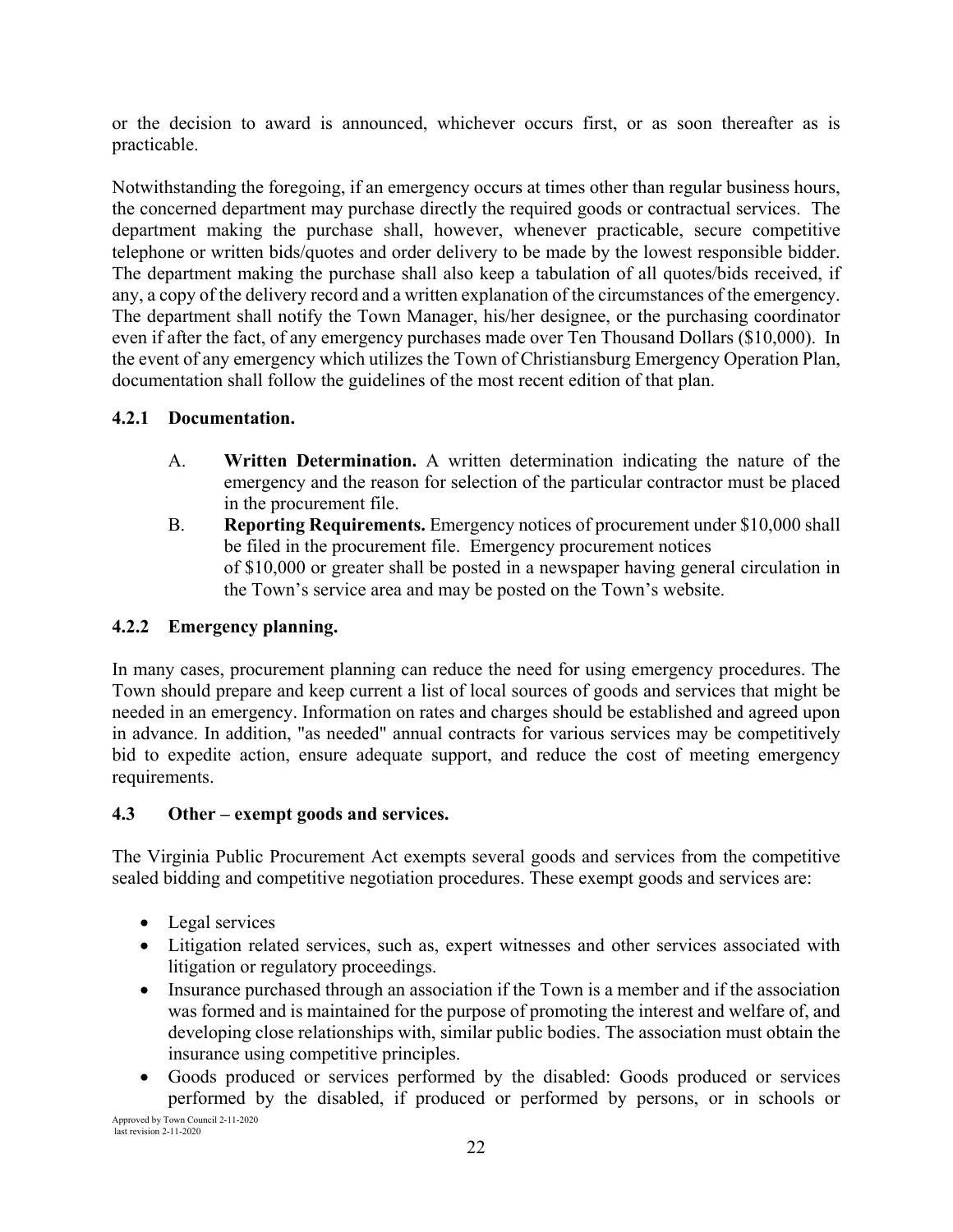or the decision to award is announced, whichever occurs first, or as soon thereafter as is practicable.

Notwithstanding the foregoing, if an emergency occurs at times other than regular business hours, the concerned department may purchase directly the required goods or contractual services. The department making the purchase shall, however, whenever practicable, secure competitive telephone or written bids/quotes and order delivery to be made by the lowest responsible bidder. The department making the purchase shall also keep a tabulation of all quotes/bids received, if any, a copy of the delivery record and a written explanation of the circumstances of the emergency. The department shall notify the Town Manager, his/her designee, or the purchasing coordinator even if after the fact, of any emergency purchases made over Ten Thousand Dollars ($10,000). In the event of any emergency which utilizes the Town of Christiansburg Emergency Operation Plan, documentation shall follow the guidelines of the most recent edition of that plan.

### 4.2.1 Documentation.

A. **Written Determination.** A written determination indicating the nature of the emergency and the reason for selection of the particular contractor must be placed in the procurement file.

B. **Reporting Requirements.** Emergency notices of procurement under $10,000 shall be filed in the procurement file. Emergency procurement notices of $10,000 or greater shall be posted in a newspaper having general circulation in the Town's service area and may be posted on the Town's website.

### 4.2.2 Emergency planning.

In many cases, procurement planning can reduce the need for using emergency procedures. The Town should prepare and keep current a list of local sources of goods and services that might be needed in an emergency. Information on rates and charges should be established and agreed upon in advance. In addition, "as needed" annual contracts for various services may be competitively bid to expedite action, ensure adequate support, and reduce the cost of meeting emergency requirements.

### 4.3 Other – exempt goods and services.

The Virginia Public Procurement Act exempts several goods and services from the competitive sealed bidding and competitive negotiation procedures. These exempt goods and services are:

- Legal services
- Litigation related services, such as, expert witnesses and other services associated with litigation or regulatory proceedings.
- Insurance purchased through an association if the Town is a member and if the association was formed and is maintained for the purpose of promoting the interest and welfare of, and developing close relationships with, similar public bodies. The association must obtain the insurance using competitive principles.
- Goods produced or services performed by the disabled: Goods produced or services performed by the disabled, if produced or performed by persons, or in schools or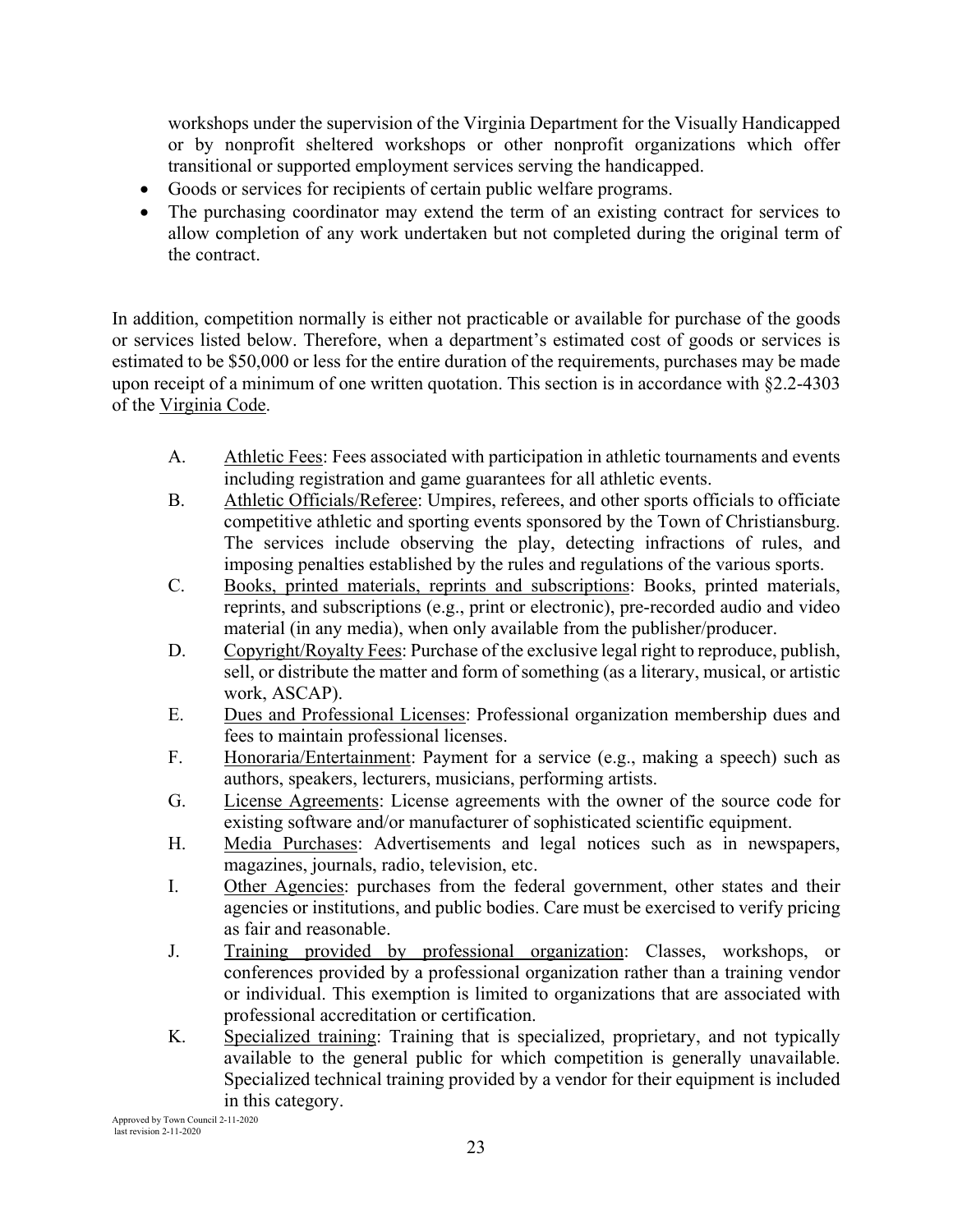workshops under the supervision of the Virginia Department for the Visually Handicapped or by nonprofit sheltered workshops or other nonprofit organizations which offer transitional or supported employment services serving the handicapped.

- Goods or services for recipients of certain public welfare programs.
- The purchasing coordinator may extend the term of an existing contract for services to allow completion of any work undertaken but not completed during the original term of the contract.

In addition, competition normally is either not practicable or available for purchase of the goods or services listed below. Therefore, when a department's estimated cost of goods or services is estimated to be $50,000 or less for the entire duration of the requirements, purchases may be made upon receipt of a minimum of one written quotation. This section is in accordance with §2.2-4303 of the Virginia Code.

A. Athletic Fees: Fees associated with participation in athletic tournaments and events including registration and game guarantees for all athletic events.

B. Athletic Officials/Referee: Umpires, referees, and other sports officials to officiate competitive athletic and sporting events sponsored by the Town of Christiansburg. The services include observing the play, detecting infractions of rules, and imposing penalties established by the rules and regulations of the various sports.

C. Books, printed materials, reprints and subscriptions: Books, printed materials, reprints, and subscriptions (e.g., print or electronic), pre-recorded audio and video material (in any media), when only available from the publisher/producer.

D. Copyright/Royalty Fees: Purchase of the exclusive legal right to reproduce, publish, sell, or distribute the matter and form of something (as a literary, musical, or artistic work, ASCAP).

E. Dues and Professional Licenses: Professional organization membership dues and fees to maintain professional licenses.

F. Honoraria/Entertainment: Payment for a service (e.g., making a speech) such as authors, speakers, lecturers, musicians, performing artists.

G. License Agreements: License agreements with the owner of the source code for existing software and/or manufacturer of sophisticated scientific equipment.

H. Media Purchases: Advertisements and legal notices such as in newspapers, magazines, journals, radio, television, etc.

I. Other Agencies: purchases from the federal government, other states and their agencies or institutions, and public bodies. Care must be exercised to verify pricing as fair and reasonable.

J. Training provided by professional organization: Classes, workshops, or conferences provided by a professional organization rather than a training vendor or individual. This exemption is limited to organizations that are associated with professional accreditation or certification.

K. Specialized training: Training that is specialized, proprietary, and not typically available to the general public for which competition is generally unavailable. Specialized technical training provided by a vendor for their equipment is included in this category.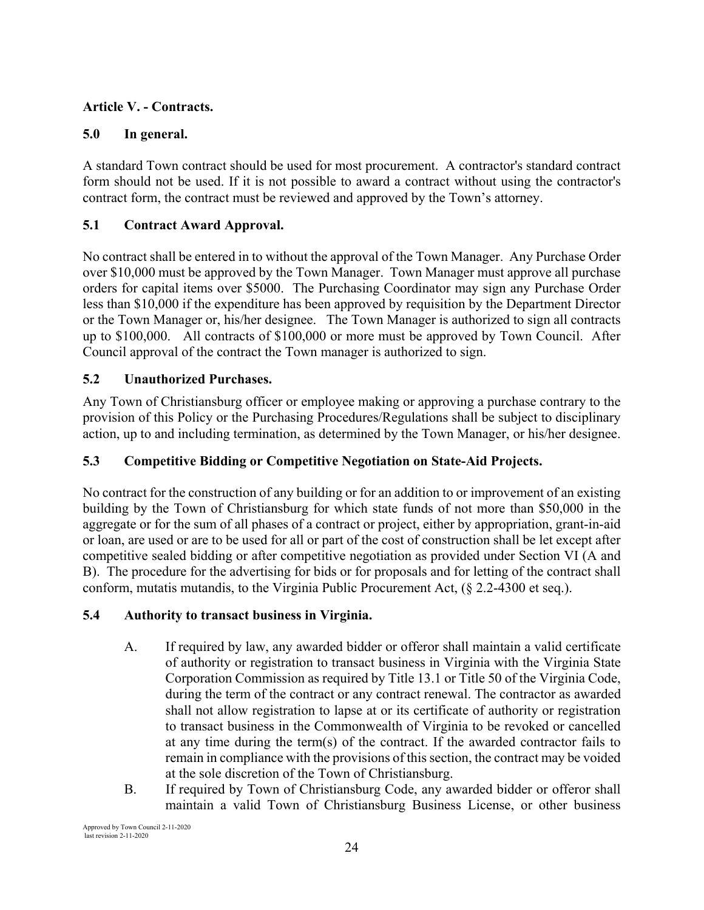## Article V. - Contracts.

### 5.0 In general.

A standard Town contract should be used for most procurement. A contractor's standard contract form should not be used. If it is not possible to award a contract without using the contractor's contract form, the contract must be reviewed and approved by the Town's attorney.

### 5.1 Contract Award Approval.

No contract shall be entered in to without the approval of the Town Manager. Any Purchase Order over $10,000 must be approved by the Town Manager. Town Manager must approve all purchase orders for capital items over $5000. The Purchasing Coordinator may sign any Purchase Order less than $10,000 if the expenditure has been approved by requisition by the Department Director or the Town Manager or, his/her designee. The Town Manager is authorized to sign all contracts up to $100,000. All contracts of $100,000 or more must be approved by Town Council. After Council approval of the contract the Town manager is authorized to sign.

### 5.2 Unauthorized Purchases.

Any Town of Christiansburg officer or employee making or approving a purchase contrary to the provision of this Policy or the Purchasing Procedures/Regulations shall be subject to disciplinary action, up to and including termination, as determined by the Town Manager, or his/her designee.

### 5.3 Competitive Bidding or Competitive Negotiation on State-Aid Projects.

No contract for the construction of any building or for an addition to or improvement of an existing building by the Town of Christiansburg for which state funds of not more than $50,000 in the aggregate or for the sum of all phases of a contract or project, either by appropriation, grant-in-aid or loan, are used or are to be used for all or part of the cost of construction shall be let except after competitive sealed bidding or after competitive negotiation as provided under Section VI (A and B). The procedure for the advertising for bids or for proposals and for letting of the contract shall conform, mutatis mutandis, to the Virginia Public Procurement Act, (§ 2.2-4300 et seq.).

### 5.4 Authority to transact business in Virginia.

A. If required by law, any awarded bidder or offeror shall maintain a valid certificate of authority or registration to transact business in Virginia with the Virginia State Corporation Commission as required by Title 13.1 or Title 50 of the Virginia Code, during the term of the contract or any contract renewal. The contractor as awarded shall not allow registration to lapse at or its certificate of authority or registration to transact business in the Commonwealth of Virginia to be revoked or cancelled at any time during the term(s) of the contract. If the awarded contractor fails to remain in compliance with the provisions of this section, the contract may be voided at the sole discretion of the Town of Christiansburg.

B. If required by Town of Christiansburg Code, any awarded bidder or offeror shall maintain a valid Town of Christiansburg Business License, or other business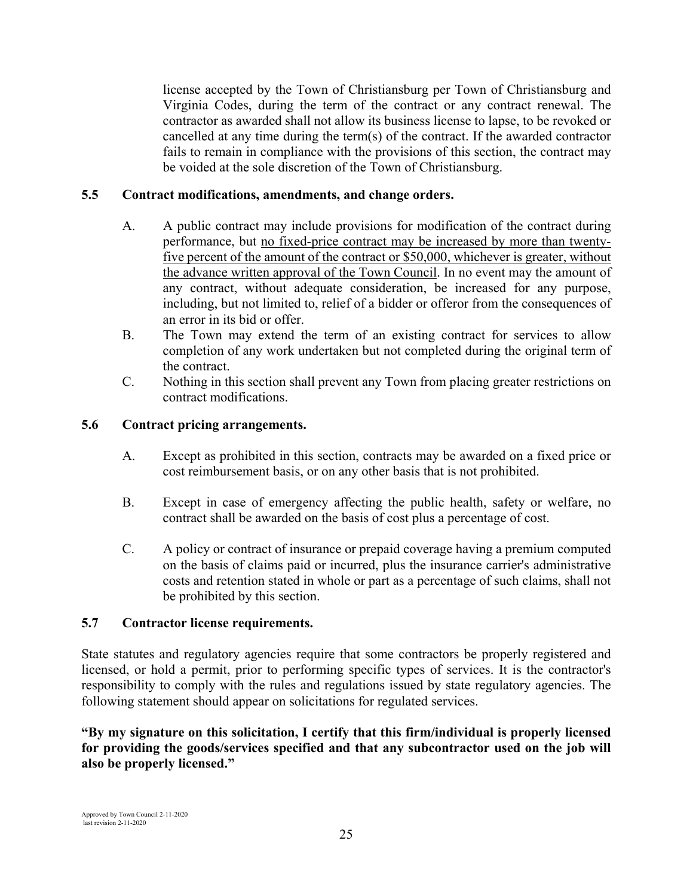license accepted by the Town of Christiansburg per Town of Christiansburg and Virginia Codes, during the term of the contract or any contract renewal. The contractor as awarded shall not allow its business license to lapse, to be revoked or cancelled at any time during the term(s) of the contract. If the awarded contractor fails to remain in compliance with the provisions of this section, the contract may be voided at the sole discretion of the Town of Christiansburg.

### 5.5 Contract modifications, amendments, and change orders.

A. A public contract may include provisions for modification of the contract during performance, but <u>no fixed-price contract may be increased by more than twenty-five percent of the amount of the contract or $50,000, whichever is greater, without the advance written approval of the Town Council</u>. In no event may the amount of any contract, without adequate consideration, be increased for any purpose, including, but not limited to, relief of a bidder or offeror from the consequences of an error in its bid or offer.

B. The Town may extend the term of an existing contract for services to allow completion of any work undertaken but not completed during the original term of the contract.

C. Nothing in this section shall prevent any Town from placing greater restrictions on contract modifications.

### 5.6 Contract pricing arrangements.

A. Except as prohibited in this section, contracts may be awarded on a fixed price or cost reimbursement basis, or on any other basis that is not prohibited.

B. Except in case of emergency affecting the public health, safety or welfare, no contract shall be awarded on the basis of cost plus a percentage of cost.

C. A policy or contract of insurance or prepaid coverage having a premium computed on the basis of claims paid or incurred, plus the insurance carrier's administrative costs and retention stated in whole or part as a percentage of such claims, shall not be prohibited by this section.

### 5.7 Contractor license requirements.

State statutes and regulatory agencies require that some contractors be properly registered and licensed, or hold a permit, prior to performing specific types of services. It is the contractor's responsibility to comply with the rules and regulations issued by state regulatory agencies. The following statement should appear on solicitations for regulated services.

**"By my signature on this solicitation, I certify that this firm/individual is properly licensed for providing the goods/services specified and that any subcontractor used on the job will also be properly licensed."**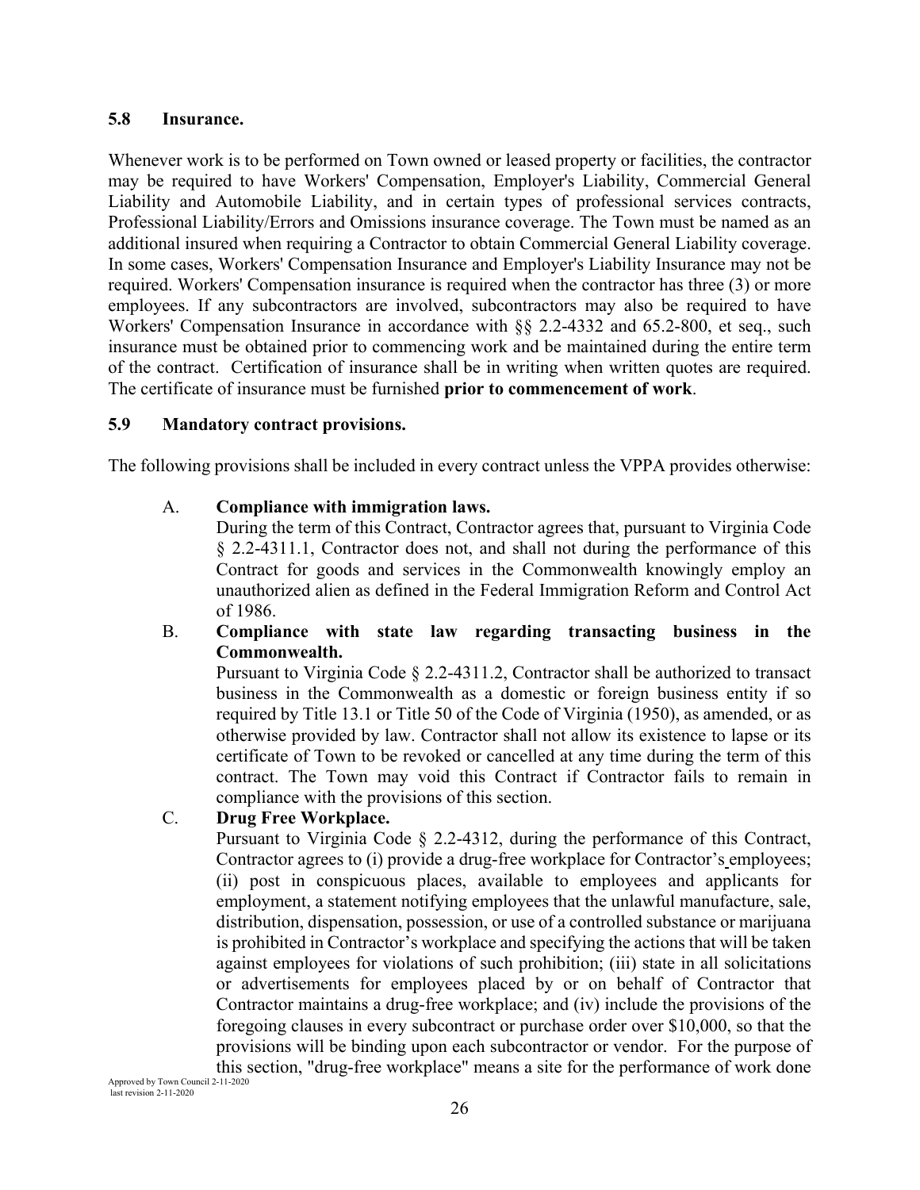### 5.8 Insurance.

Whenever work is to be performed on Town owned or leased property or facilities, the contractor may be required to have Workers' Compensation, Employer's Liability, Commercial General Liability and Automobile Liability, and in certain types of professional services contracts, Professional Liability/Errors and Omissions insurance coverage. The Town must be named as an additional insured when requiring a Contractor to obtain Commercial General Liability coverage. In some cases, Workers' Compensation Insurance and Employer's Liability Insurance may not be required. Workers' Compensation insurance is required when the contractor has three (3) or more employees. If any subcontractors are involved, subcontractors may also be required to have Workers' Compensation Insurance in accordance with §§ 2.2-4332 and 65.2-800, et seq., such insurance must be obtained prior to commencing work and be maintained during the entire term of the contract. Certification of insurance shall be in writing when written quotes are required. The certificate of insurance must be furnished **prior to commencement of work**.

### 5.9 Mandatory contract provisions.

The following provisions shall be included in every contract unless the VPPA provides otherwise:

A. **Compliance with immigration laws.**
During the term of this Contract, Contractor agrees that, pursuant to Virginia Code § 2.2-4311.1, Contractor does not, and shall not during the performance of this Contract for goods and services in the Commonwealth knowingly employ an unauthorized alien as defined in the Federal Immigration Reform and Control Act of 1986.

B. **Compliance with state law regarding transacting business in the Commonwealth.**
Pursuant to Virginia Code § 2.2-4311.2, Contractor shall be authorized to transact business in the Commonwealth as a domestic or foreign business entity if so required by Title 13.1 or Title 50 of the Code of Virginia (1950), as amended, or as otherwise provided by law. Contractor shall not allow its existence to lapse or its certificate of Town to be revoked or cancelled at any time during the term of this contract. The Town may void this Contract if Contractor fails to remain in compliance with the provisions of this section.

C. **Drug Free Workplace.**
Pursuant to Virginia Code § 2.2-4312, during the performance of this Contract, Contractor agrees to (i) provide a drug-free workplace for Contractor's employees; (ii) post in conspicuous places, available to employees and applicants for employment, a statement notifying employees that the unlawful manufacture, sale, distribution, dispensation, possession, or use of a controlled substance or marijuana is prohibited in Contractor's workplace and specifying the actions that will be taken against employees for violations of such prohibition; (iii) state in all solicitations or advertisements for employees placed by or on behalf of Contractor that Contractor maintains a drug-free workplace; and (iv) include the provisions of the foregoing clauses in every subcontract or purchase order over $10,000, so that the provisions will be binding upon each subcontractor or vendor. For the purpose of this section, "drug-free workplace" means a site for the performance of work done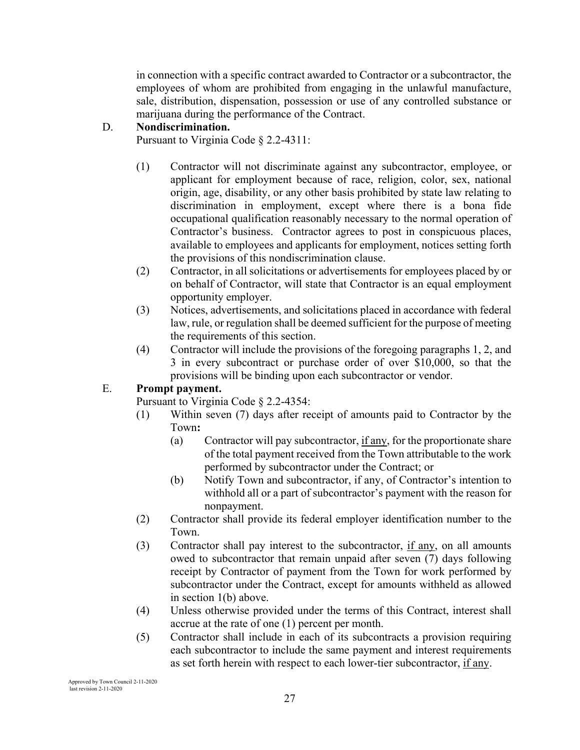in connection with a specific contract awarded to Contractor or a subcontractor, the employees of whom are prohibited from engaging in the unlawful manufacture, sale, distribution, dispensation, possession or use of any controlled substance or marijuana during the performance of the Contract.

D. **Nondiscrimination.**

Pursuant to Virginia Code § 2.2-4311:

(1) Contractor will not discriminate against any subcontractor, employee, or applicant for employment because of race, religion, color, sex, national origin, age, disability, or any other basis prohibited by state law relating to discrimination in employment, except where there is a bona fide occupational qualification reasonably necessary to the normal operation of Contractor's business. Contractor agrees to post in conspicuous places, available to employees and applicants for employment, notices setting forth the provisions of this nondiscrimination clause.

(2) Contractor, in all solicitations or advertisements for employees placed by or on behalf of Contractor, will state that Contractor is an equal employment opportunity employer.

(3) Notices, advertisements, and solicitations placed in accordance with federal law, rule, or regulation shall be deemed sufficient for the purpose of meeting the requirements of this section.

(4) Contractor will include the provisions of the foregoing paragraphs 1, 2, and 3 in every subcontract or purchase order of over $10,000, so that the provisions will be binding upon each subcontractor or vendor.

E. **Prompt payment.**

Pursuant to Virginia Code § 2.2-4354:

(1) Within seven (7) days after receipt of amounts paid to Contractor by the Town**:**

  (a) Contractor will pay subcontractor, <u>if any</u>, for the proportionate share of the total payment received from the Town attributable to the work performed by subcontractor under the Contract; or

  (b) Notify Town and subcontractor, if any, of Contractor's intention to withhold all or a part of subcontractor's payment with the reason for nonpayment.

(2) Contractor shall provide its federal employer identification number to the Town.

(3) Contractor shall pay interest to the subcontractor, <u>if any</u>, on all amounts owed to subcontractor that remain unpaid after seven (7) days following receipt by Contractor of payment from the Town for work performed by subcontractor under the Contract, except for amounts withheld as allowed in section 1(b) above.

(4) Unless otherwise provided under the terms of this Contract, interest shall accrue at the rate of one (1) percent per month.

(5) Contractor shall include in each of its subcontracts a provision requiring each subcontractor to include the same payment and interest requirements as set forth herein with respect to each lower-tier subcontractor, <u>if any</u>.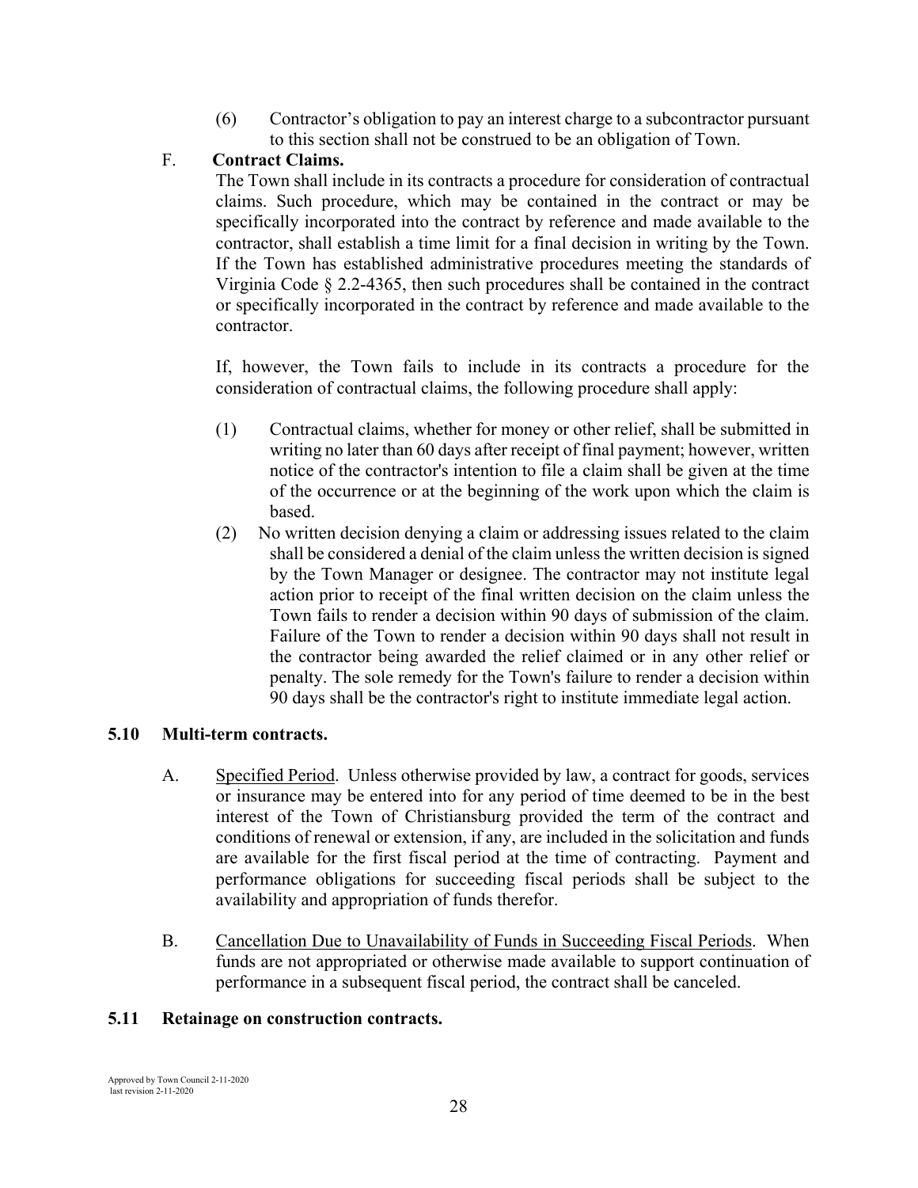(6) Contractor's obligation to pay an interest charge to a subcontractor pursuant to this section shall not be construed to be an obligation of Town.

F. **Contract Claims.**

The Town shall include in its contracts a procedure for consideration of contractual claims. Such procedure, which may be contained in the contract or may be specifically incorporated into the contract by reference and made available to the contractor, shall establish a time limit for a final decision in writing by the Town. If the Town has established administrative procedures meeting the standards of Virginia Code § 2.2-4365, then such procedures shall be contained in the contract or specifically incorporated in the contract by reference and made available to the contractor.

If, however, the Town fails to include in its contracts a procedure for the consideration of contractual claims, the following procedure shall apply:

(1) Contractual claims, whether for money or other relief, shall be submitted in writing no later than 60 days after receipt of final payment; however, written notice of the contractor's intention to file a claim shall be given at the time of the occurrence or at the beginning of the work upon which the claim is based.

(2) No written decision denying a claim or addressing issues related to the claim shall be considered a denial of the claim unless the written decision is signed by the Town Manager or designee. The contractor may not institute legal action prior to receipt of the final written decision on the claim unless the Town fails to render a decision within 90 days of submission of the claim. Failure of the Town to render a decision within 90 days shall not result in the contractor being awarded the relief claimed or in any other relief or penalty. The sole remedy for the Town's failure to render a decision within 90 days shall be the contractor's right to institute immediate legal action.

### 5.10 Multi-term contracts.

A. Specified Period. Unless otherwise provided by law, a contract for goods, services or insurance may be entered into for any period of time deemed to be in the best interest of the Town of Christiansburg provided the term of the contract and conditions of renewal or extension, if any, are included in the solicitation and funds are available for the first fiscal period at the time of contracting. Payment and performance obligations for succeeding fiscal periods shall be subject to the availability and appropriation of funds therefor.

B. Cancellation Due to Unavailability of Funds in Succeeding Fiscal Periods. When funds are not appropriated or otherwise made available to support continuation of performance in a subsequent fiscal period, the contract shall be canceled.

### 5.11 Retainage on construction contracts.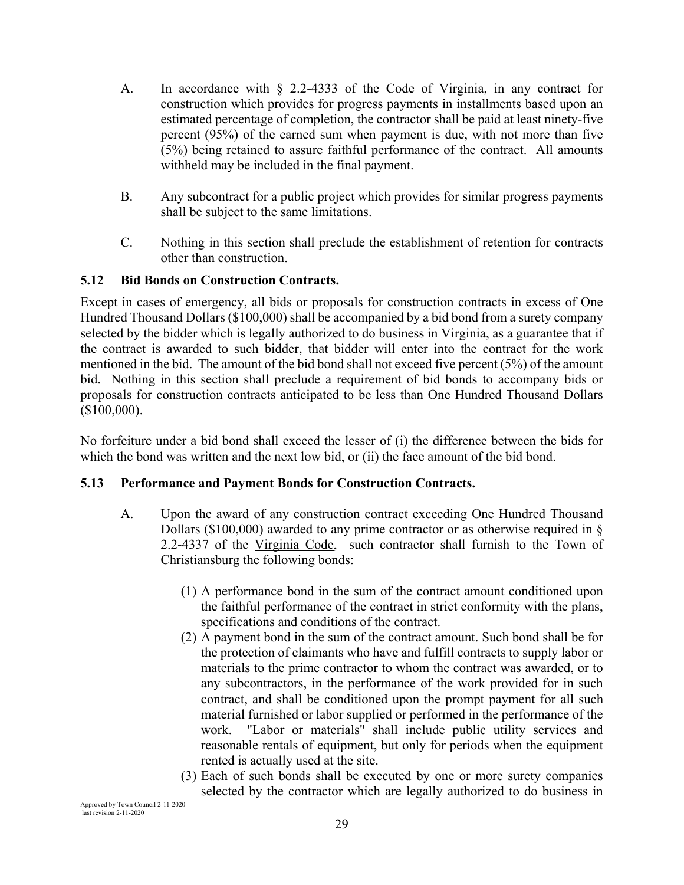A. In accordance with § 2.2-4333 of the Code of Virginia, in any contract for construction which provides for progress payments in installments based upon an estimated percentage of completion, the contractor shall be paid at least ninety-five percent (95%) of the earned sum when payment is due, with not more than five (5%) being retained to assure faithful performance of the contract. All amounts withheld may be included in the final payment.

B. Any subcontract for a public project which provides for similar progress payments shall be subject to the same limitations.

C. Nothing in this section shall preclude the establishment of retention for contracts other than construction.

### 5.12 Bid Bonds on Construction Contracts.

Except in cases of emergency, all bids or proposals for construction contracts in excess of One Hundred Thousand Dollars ($100,000) shall be accompanied by a bid bond from a surety company selected by the bidder which is legally authorized to do business in Virginia, as a guarantee that if the contract is awarded to such bidder, that bidder will enter into the contract for the work mentioned in the bid. The amount of the bid bond shall not exceed five percent (5%) of the amount bid. Nothing in this section shall preclude a requirement of bid bonds to accompany bids or proposals for construction contracts anticipated to be less than One Hundred Thousand Dollars ($100,000).

No forfeiture under a bid bond shall exceed the lesser of (i) the difference between the bids for which the bond was written and the next low bid, or (ii) the face amount of the bid bond.

### 5.13 Performance and Payment Bonds for Construction Contracts.

A. Upon the award of any construction contract exceeding One Hundred Thousand Dollars ($100,000) awarded to any prime contractor or as otherwise required in § 2.2-4337 of the Virginia Code, such contractor shall furnish to the Town of Christiansburg the following bonds:

(1) A performance bond in the sum of the contract amount conditioned upon the faithful performance of the contract in strict conformity with the plans, specifications and conditions of the contract.

(2) A payment bond in the sum of the contract amount. Such bond shall be for the protection of claimants who have and fulfill contracts to supply labor or materials to the prime contractor to whom the contract was awarded, or to any subcontractors, in the performance of the work provided for in such contract, and shall be conditioned upon the prompt payment for all such material furnished or labor supplied or performed in the performance of the work. "Labor or materials" shall include public utility services and reasonable rentals of equipment, but only for periods when the equipment rented is actually used at the site.

(3) Each of such bonds shall be executed by one or more surety companies selected by the contractor which are legally authorized to do business in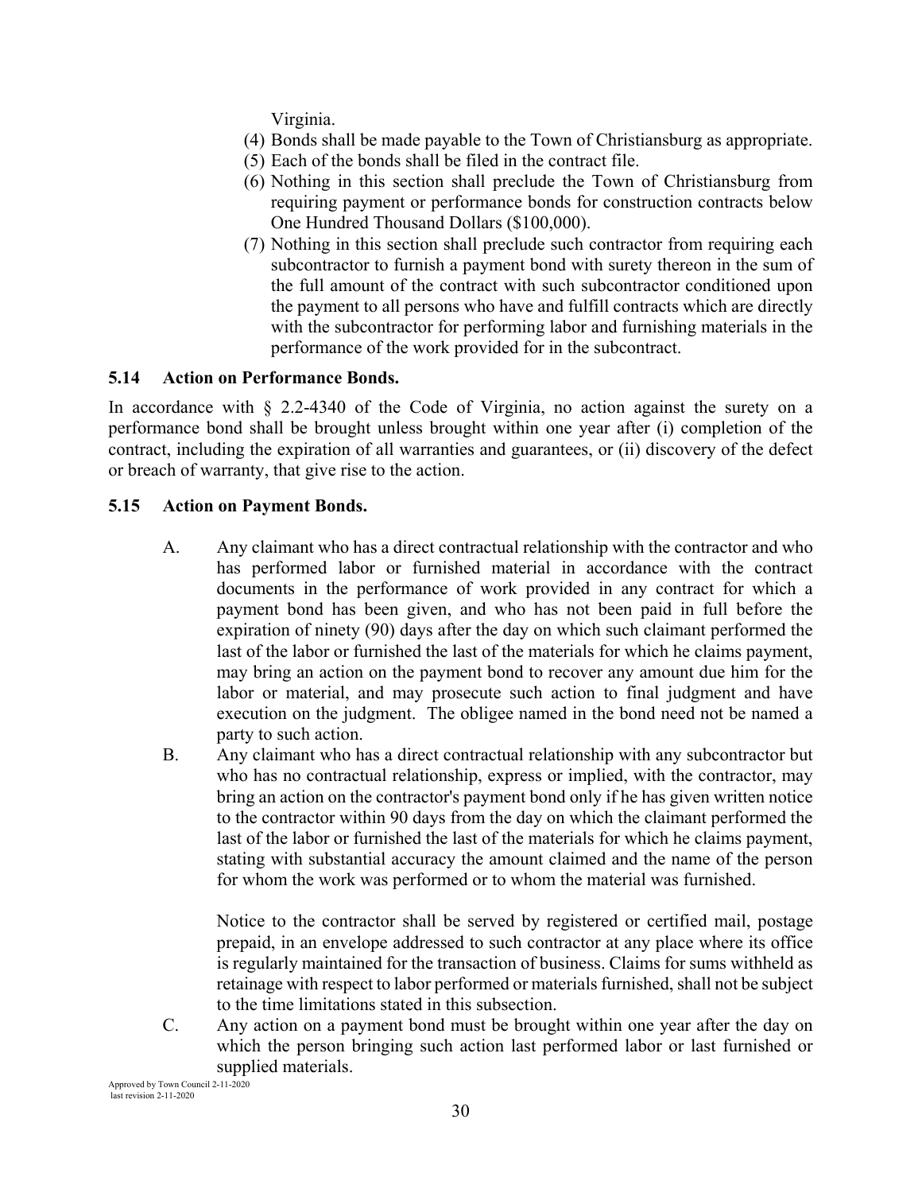Virginia.

(4) Bonds shall be made payable to the Town of Christiansburg as appropriate.
(5) Each of the bonds shall be filed in the contract file.
(6) Nothing in this section shall preclude the Town of Christiansburg from requiring payment or performance bonds for construction contracts below One Hundred Thousand Dollars ($100,000).
(7) Nothing in this section shall preclude such contractor from requiring each subcontractor to furnish a payment bond with surety thereon in the sum of the full amount of the contract with such subcontractor conditioned upon the payment to all persons who have and fulfill contracts which are directly with the subcontractor for performing labor and furnishing materials in the performance of the work provided for in the subcontract.

### 5.14 Action on Performance Bonds.

In accordance with § 2.2-4340 of the Code of Virginia, no action against the surety on a performance bond shall be brought unless brought within one year after (i) completion of the contract, including the expiration of all warranties and guarantees, or (ii) discovery of the defect or breach of warranty, that give rise to the action.

### 5.15 Action on Payment Bonds.

A. Any claimant who has a direct contractual relationship with the contractor and who has performed labor or furnished material in accordance with the contract documents in the performance of work provided in any contract for which a payment bond has been given, and who has not been paid in full before the expiration of ninety (90) days after the day on which such claimant performed the last of the labor or furnished the last of the materials for which he claims payment, may bring an action on the payment bond to recover any amount due him for the labor or material, and may prosecute such action to final judgment and have execution on the judgment. The obligee named in the bond need not be named a party to such action.

B. Any claimant who has a direct contractual relationship with any subcontractor but who has no contractual relationship, express or implied, with the contractor, may bring an action on the contractor's payment bond only if he has given written notice to the contractor within 90 days from the day on which the claimant performed the last of the labor or furnished the last of the materials for which he claims payment, stating with substantial accuracy the amount claimed and the name of the person for whom the work was performed or to whom the material was furnished.

Notice to the contractor shall be served by registered or certified mail, postage prepaid, in an envelope addressed to such contractor at any place where its office is regularly maintained for the transaction of business. Claims for sums withheld as retainage with respect to labor performed or materials furnished, shall not be subject to the time limitations stated in this subsection.

C. Any action on a payment bond must be brought within one year after the day on which the person bringing such action last performed labor or last furnished or supplied materials.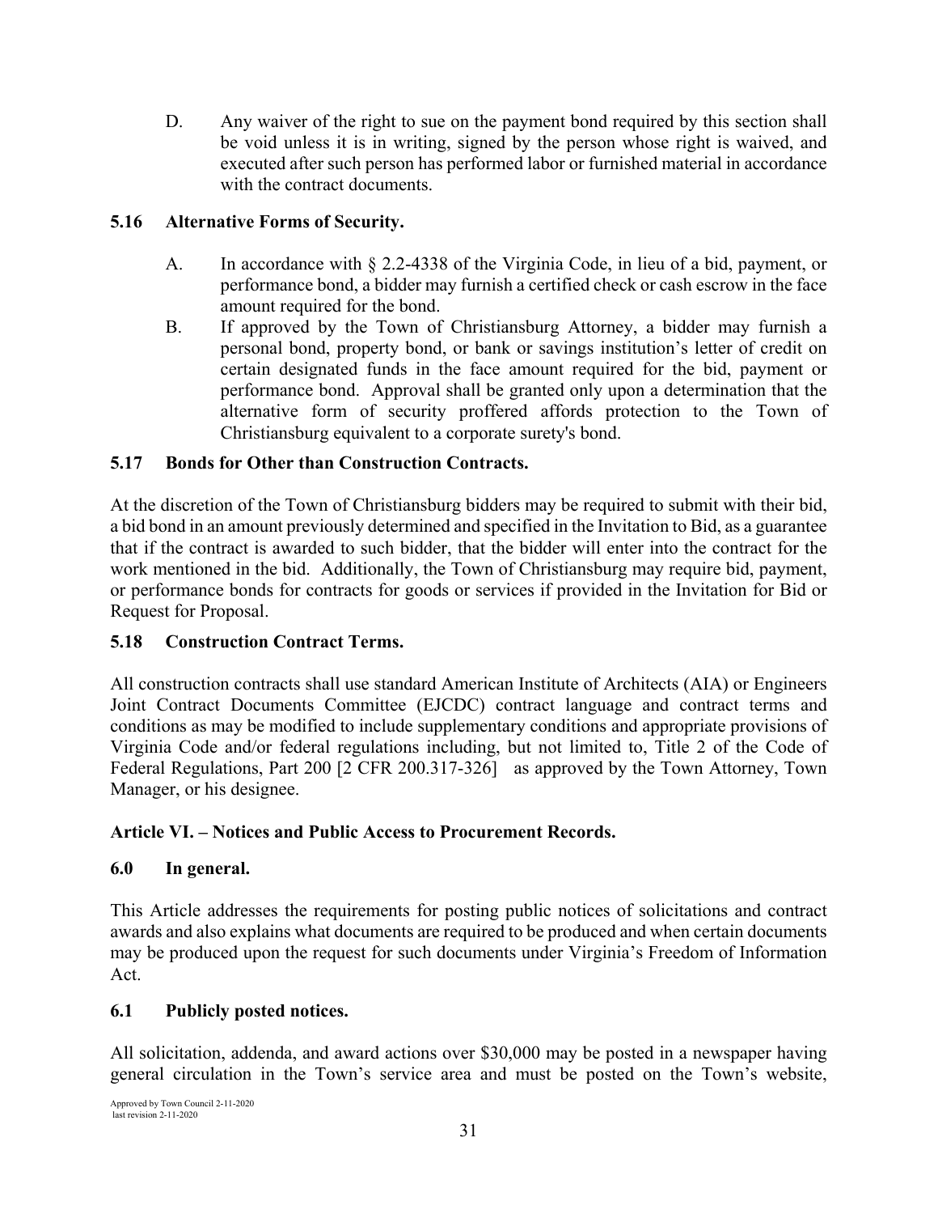D. Any waiver of the right to sue on the payment bond required by this section shall be void unless it is in writing, signed by the person whose right is waived, and executed after such person has performed labor or furnished material in accordance with the contract documents.

### 5.16 Alternative Forms of Security.

A. In accordance with § 2.2-4338 of the Virginia Code, in lieu of a bid, payment, or performance bond, a bidder may furnish a certified check or cash escrow in the face amount required for the bond.

B. If approved by the Town of Christiansburg Attorney, a bidder may furnish a personal bond, property bond, or bank or savings institution's letter of credit on certain designated funds in the face amount required for the bid, payment or performance bond. Approval shall be granted only upon a determination that the alternative form of security proffered affords protection to the Town of Christiansburg equivalent to a corporate surety's bond.

### 5.17 Bonds for Other than Construction Contracts.

At the discretion of the Town of Christiansburg bidders may be required to submit with their bid, a bid bond in an amount previously determined and specified in the Invitation to Bid, as a guarantee that if the contract is awarded to such bidder, that the bidder will enter into the contract for the work mentioned in the bid. Additionally, the Town of Christiansburg may require bid, payment, or performance bonds for contracts for goods or services if provided in the Invitation for Bid or Request for Proposal.

### 5.18 Construction Contract Terms.

All construction contracts shall use standard American Institute of Architects (AIA) or Engineers Joint Contract Documents Committee (EJCDC) contract language and contract terms and conditions as may be modified to include supplementary conditions and appropriate provisions of Virginia Code and/or federal regulations including, but not limited to, Title 2 of the Code of Federal Regulations, Part 200 [2 CFR 200.317-326] as approved by the Town Attorney, Town Manager, or his designee.

## Article VI. – Notices and Public Access to Procurement Records.

### 6.0 In general.

This Article addresses the requirements for posting public notices of solicitations and contract awards and also explains what documents are required to be produced and when certain documents may be produced upon the request for such documents under Virginia's Freedom of Information Act.

### 6.1 Publicly posted notices.

All solicitation, addenda, and award actions over $30,000 may be posted in a newspaper having general circulation in the Town's service area and must be posted on the Town's website,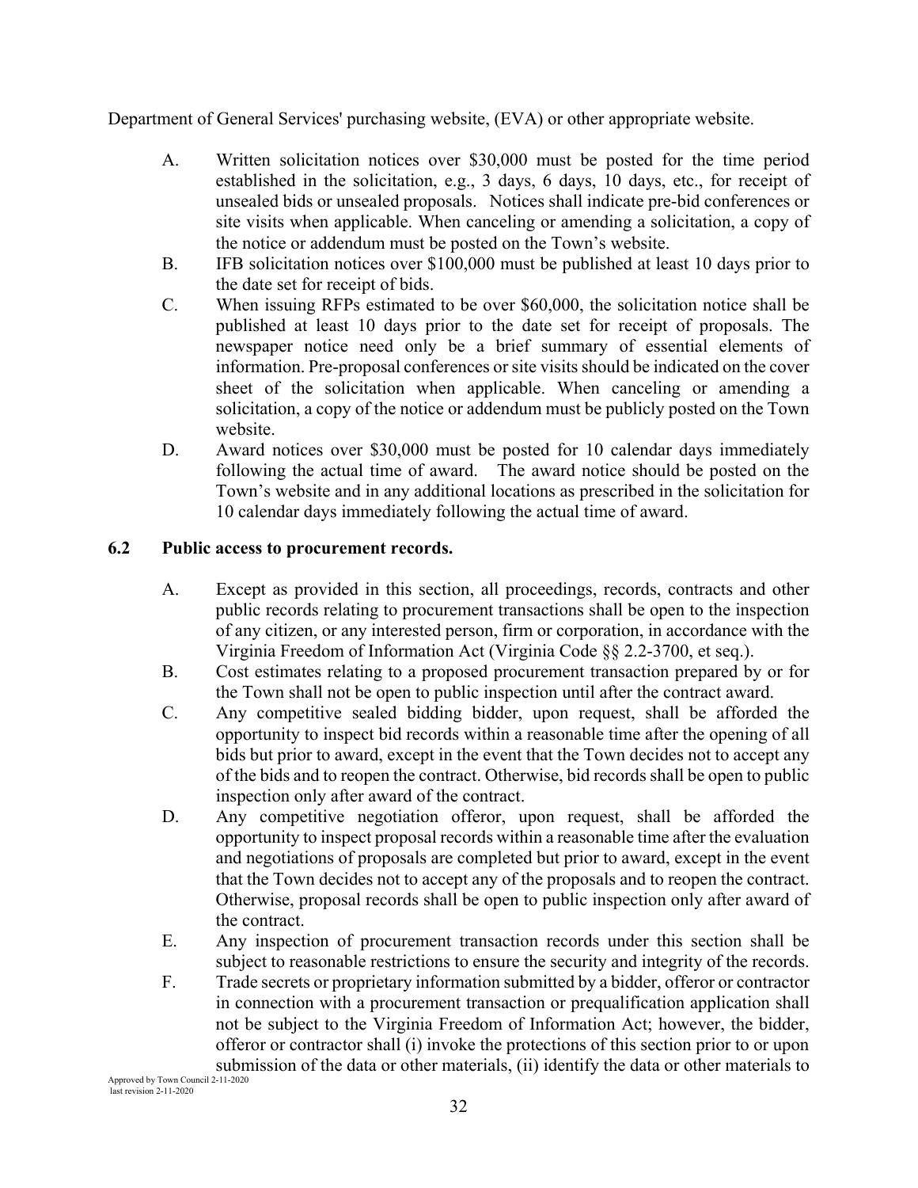Department of General Services' purchasing website, (EVA) or other appropriate website.

A. Written solicitation notices over $30,000 must be posted for the time period established in the solicitation, e.g., 3 days, 6 days, 10 days, etc., for receipt of unsealed bids or unsealed proposals. Notices shall indicate pre-bid conferences or site visits when applicable. When canceling or amending a solicitation, a copy of the notice or addendum must be posted on the Town's website.

B. IFB solicitation notices over $100,000 must be published at least 10 days prior to the date set for receipt of bids.

C. When issuing RFPs estimated to be over $60,000, the solicitation notice shall be published at least 10 days prior to the date set for receipt of proposals. The newspaper notice need only be a brief summary of essential elements of information. Pre-proposal conferences or site visits should be indicated on the cover sheet of the solicitation when applicable. When canceling or amending a solicitation, a copy of the notice or addendum must be publicly posted on the Town website.

D. Award notices over $30,000 must be posted for 10 calendar days immediately following the actual time of award. The award notice should be posted on the Town's website and in any additional locations as prescribed in the solicitation for 10 calendar days immediately following the actual time of award.

### 6.2 Public access to procurement records.

A. Except as provided in this section, all proceedings, records, contracts and other public records relating to procurement transactions shall be open to the inspection of any citizen, or any interested person, firm or corporation, in accordance with the Virginia Freedom of Information Act (Virginia Code §§ 2.2-3700, et seq.).

B. Cost estimates relating to a proposed procurement transaction prepared by or for the Town shall not be open to public inspection until after the contract award.

C. Any competitive sealed bidding bidder, upon request, shall be afforded the opportunity to inspect bid records within a reasonable time after the opening of all bids but prior to award, except in the event that the Town decides not to accept any of the bids and to reopen the contract. Otherwise, bid records shall be open to public inspection only after award of the contract.

D. Any competitive negotiation offeror, upon request, shall be afforded the opportunity to inspect proposal records within a reasonable time after the evaluation and negotiations of proposals are completed but prior to award, except in the event that the Town decides not to accept any of the proposals and to reopen the contract. Otherwise, proposal records shall be open to public inspection only after award of the contract.

E. Any inspection of procurement transaction records under this section shall be subject to reasonable restrictions to ensure the security and integrity of the records.

F. Trade secrets or proprietary information submitted by a bidder, offeror or contractor in connection with a procurement transaction or prequalification application shall not be subject to the Virginia Freedom of Information Act; however, the bidder, offeror or contractor shall (i) invoke the protections of this section prior to or upon submission of the data or other materials, (ii) identify the data or other materials to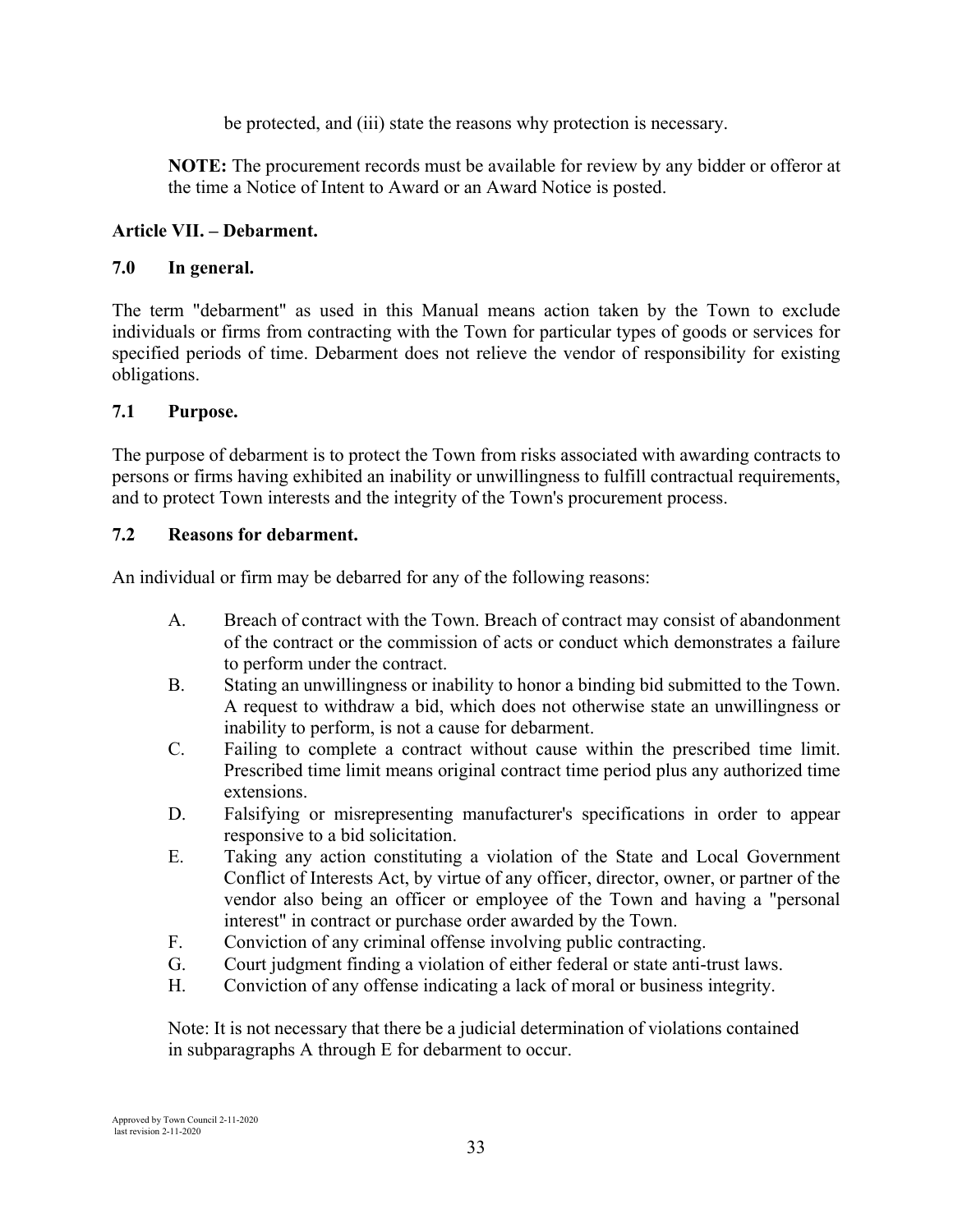be protected, and (iii) state the reasons why protection is necessary.

**NOTE:** The procurement records must be available for review by any bidder or offeror at the time a Notice of Intent to Award or an Award Notice is posted.

## Article VII. – Debarment.

### 7.0 In general.

The term "debarment" as used in this Manual means action taken by the Town to exclude individuals or firms from contracting with the Town for particular types of goods or services for specified periods of time. Debarment does not relieve the vendor of responsibility for existing obligations.

### 7.1 Purpose.

The purpose of debarment is to protect the Town from risks associated with awarding contracts to persons or firms having exhibited an inability or unwillingness to fulfill contractual requirements, and to protect Town interests and the integrity of the Town's procurement process.

### 7.2 Reasons for debarment.

An individual or firm may be debarred for any of the following reasons:

A. Breach of contract with the Town. Breach of contract may consist of abandonment of the contract or the commission of acts or conduct which demonstrates a failure to perform under the contract.

B. Stating an unwillingness or inability to honor a binding bid submitted to the Town. A request to withdraw a bid, which does not otherwise state an unwillingness or inability to perform, is not a cause for debarment.

C. Failing to complete a contract without cause within the prescribed time limit. Prescribed time limit means original contract time period plus any authorized time extensions.

D. Falsifying or misrepresenting manufacturer's specifications in order to appear responsive to a bid solicitation.

E. Taking any action constituting a violation of the State and Local Government Conflict of Interests Act, by virtue of any officer, director, owner, or partner of the vendor also being an officer or employee of the Town and having a "personal interest" in contract or purchase order awarded by the Town.

F. Conviction of any criminal offense involving public contracting.

G. Court judgment finding a violation of either federal or state anti-trust laws.

H. Conviction of any offense indicating a lack of moral or business integrity.

Note: It is not necessary that there be a judicial determination of violations contained in subparagraphs A through E for debarment to occur.

Approved by Town Council 2-11-2020
last revision 2-11-2020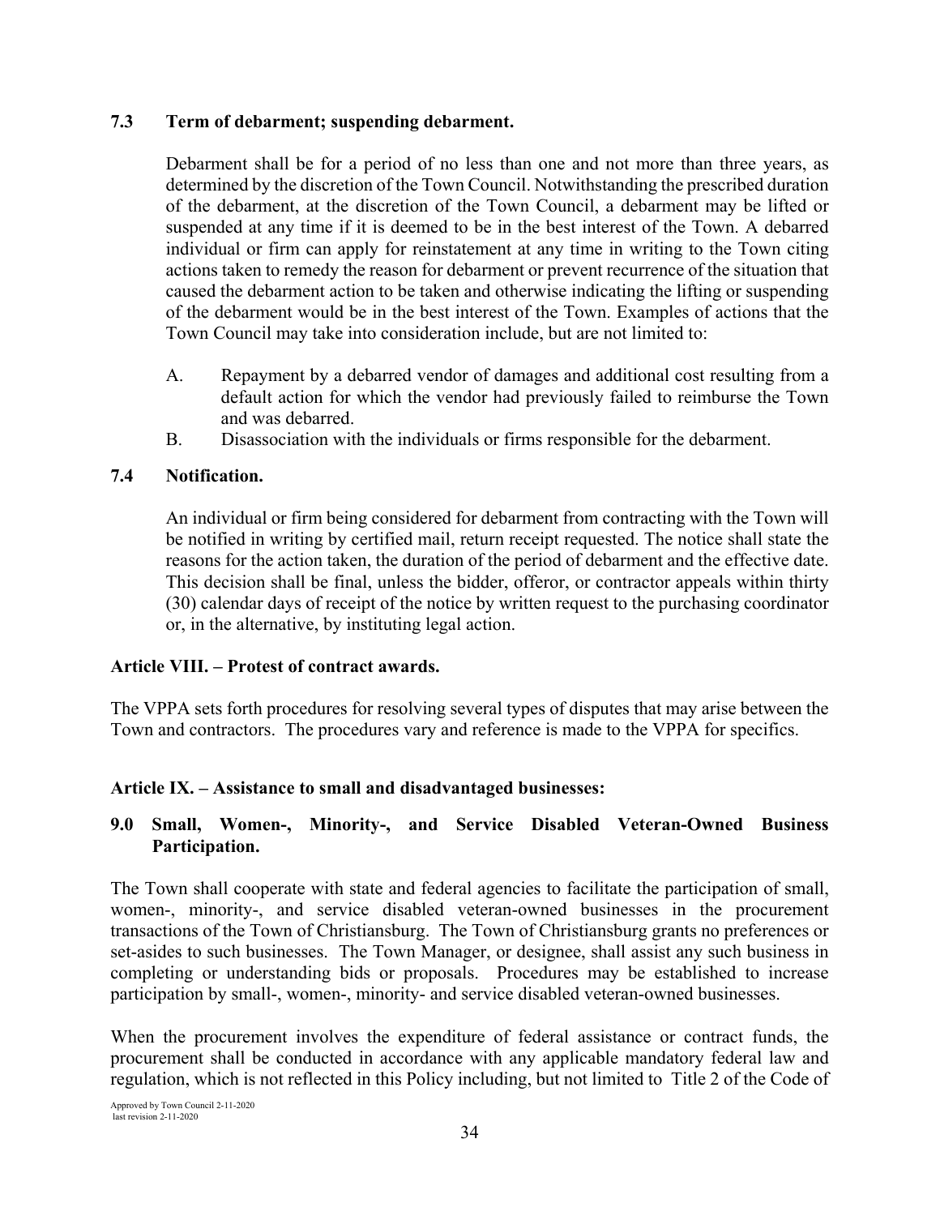### 7.3 Term of debarment; suspending debarment.

Debarment shall be for a period of no less than one and not more than three years, as determined by the discretion of the Town Council. Notwithstanding the prescribed duration of the debarment, at the discretion of the Town Council, a debarment may be lifted or suspended at any time if it is deemed to be in the best interest of the Town. A debarred individual or firm can apply for reinstatement at any time in writing to the Town citing actions taken to remedy the reason for debarment or prevent recurrence of the situation that caused the debarment action to be taken and otherwise indicating the lifting or suspending of the debarment would be in the best interest of the Town. Examples of actions that the Town Council may take into consideration include, but are not limited to:

A. Repayment by a debarred vendor of damages and additional cost resulting from a default action for which the vendor had previously failed to reimburse the Town and was debarred.
B. Disassociation with the individuals or firms responsible for the debarment.

### 7.4 Notification.

An individual or firm being considered for debarment from contracting with the Town will be notified in writing by certified mail, return receipt requested. The notice shall state the reasons for the action taken, the duration of the period of debarment and the effective date. This decision shall be final, unless the bidder, offeror, or contractor appeals within thirty (30) calendar days of receipt of the notice by written request to the purchasing coordinator or, in the alternative, by instituting legal action.

## Article VIII. – Protest of contract awards.

The VPPA sets forth procedures for resolving several types of disputes that may arise between the Town and contractors. The procedures vary and reference is made to the VPPA for specifics.

## Article IX. – Assistance to small and disadvantaged businesses:

### 9.0 Small, Women-, Minority-, and Service Disabled Veteran-Owned Business Participation.

The Town shall cooperate with state and federal agencies to facilitate the participation of small, women-, minority-, and service disabled veteran-owned businesses in the procurement transactions of the Town of Christiansburg. The Town of Christiansburg grants no preferences or set-asides to such businesses. The Town Manager, or designee, shall assist any such business in completing or understanding bids or proposals. Procedures may be established to increase participation by small-, women-, minority- and service disabled veteran-owned businesses.

When the procurement involves the expenditure of federal assistance or contract funds, the procurement shall be conducted in accordance with any applicable mandatory federal law and regulation, which is not reflected in this Policy including, but not limited to Title 2 of the Code of

Approved by Town Council 2-11-2020
last revision 2-11-2020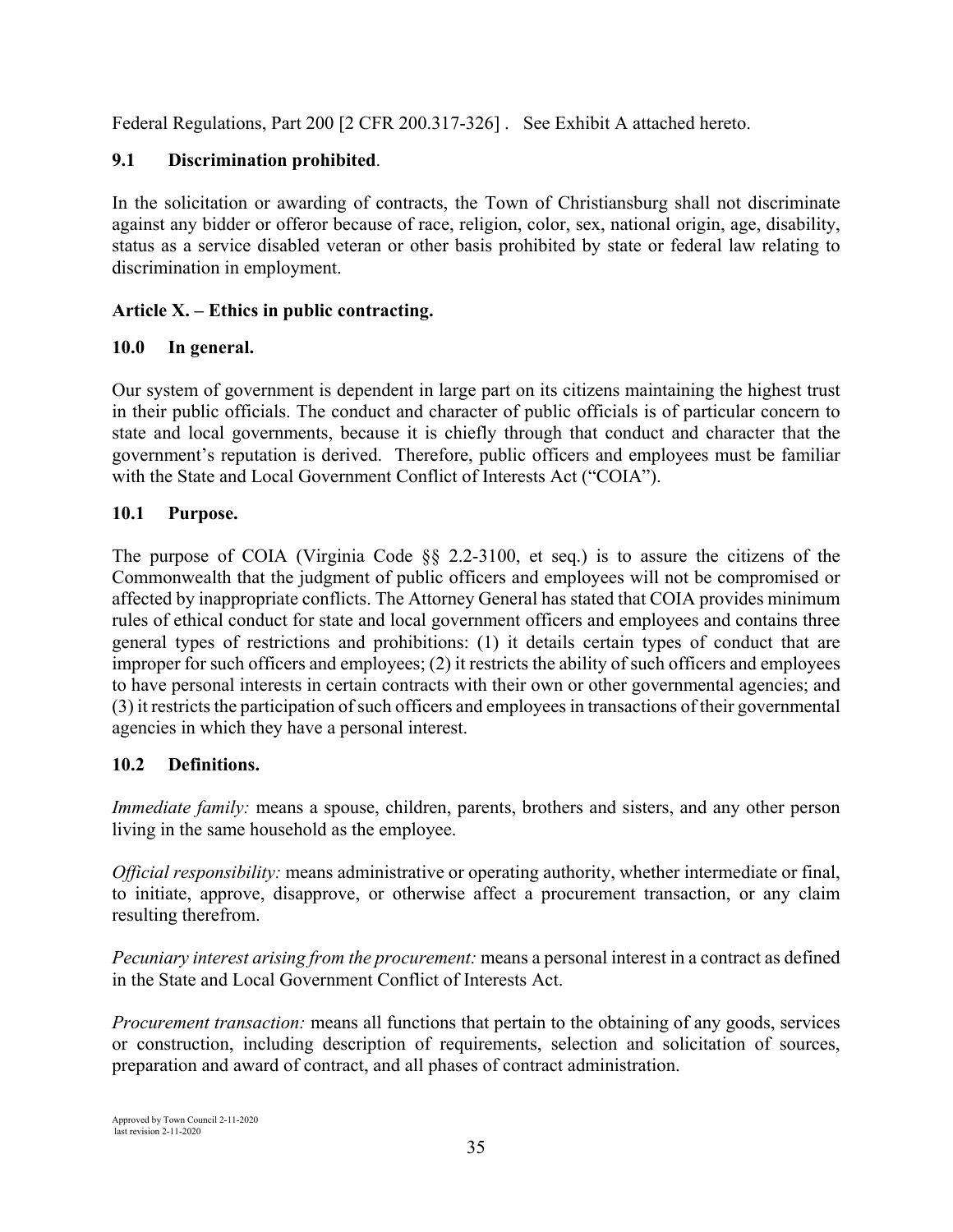Federal Regulations, Part 200 [2 CFR 200.317-326] . See Exhibit A attached hereto.

### 9.1 Discrimination prohibited.

In the solicitation or awarding of contracts, the Town of Christiansburg shall not discriminate against any bidder or offeror because of race, religion, color, sex, national origin, age, disability, status as a service disabled veteran or other basis prohibited by state or federal law relating to discrimination in employment.

## Article X. – Ethics in public contracting.

### 10.0 In general.

Our system of government is dependent in large part on its citizens maintaining the highest trust in their public officials. The conduct and character of public officials is of particular concern to state and local governments, because it is chiefly through that conduct and character that the government's reputation is derived. Therefore, public officers and employees must be familiar with the State and Local Government Conflict of Interests Act ("COIA").

### 10.1 Purpose.

The purpose of COIA (Virginia Code §§ 2.2-3100, et seq.) is to assure the citizens of the Commonwealth that the judgment of public officers and employees will not be compromised or affected by inappropriate conflicts. The Attorney General has stated that COIA provides minimum rules of ethical conduct for state and local government officers and employees and contains three general types of restrictions and prohibitions: (1) it details certain types of conduct that are improper for such officers and employees; (2) it restricts the ability of such officers and employees to have personal interests in certain contracts with their own or other governmental agencies; and (3) it restricts the participation of such officers and employees in transactions of their governmental agencies in which they have a personal interest.

### 10.2 Definitions.

*Immediate family:* means a spouse, children, parents, brothers and sisters, and any other person living in the same household as the employee.

*Official responsibility:* means administrative or operating authority, whether intermediate or final, to initiate, approve, disapprove, or otherwise affect a procurement transaction, or any claim resulting therefrom.

*Pecuniary interest arising from the procurement:* means a personal interest in a contract as defined in the State and Local Government Conflict of Interests Act.

*Procurement transaction:* means all functions that pertain to the obtaining of any goods, services or construction, including description of requirements, selection and solicitation of sources, preparation and award of contract, and all phases of contract administration.

Approved by Town Council 2-11-2020
last revision 2-11-2020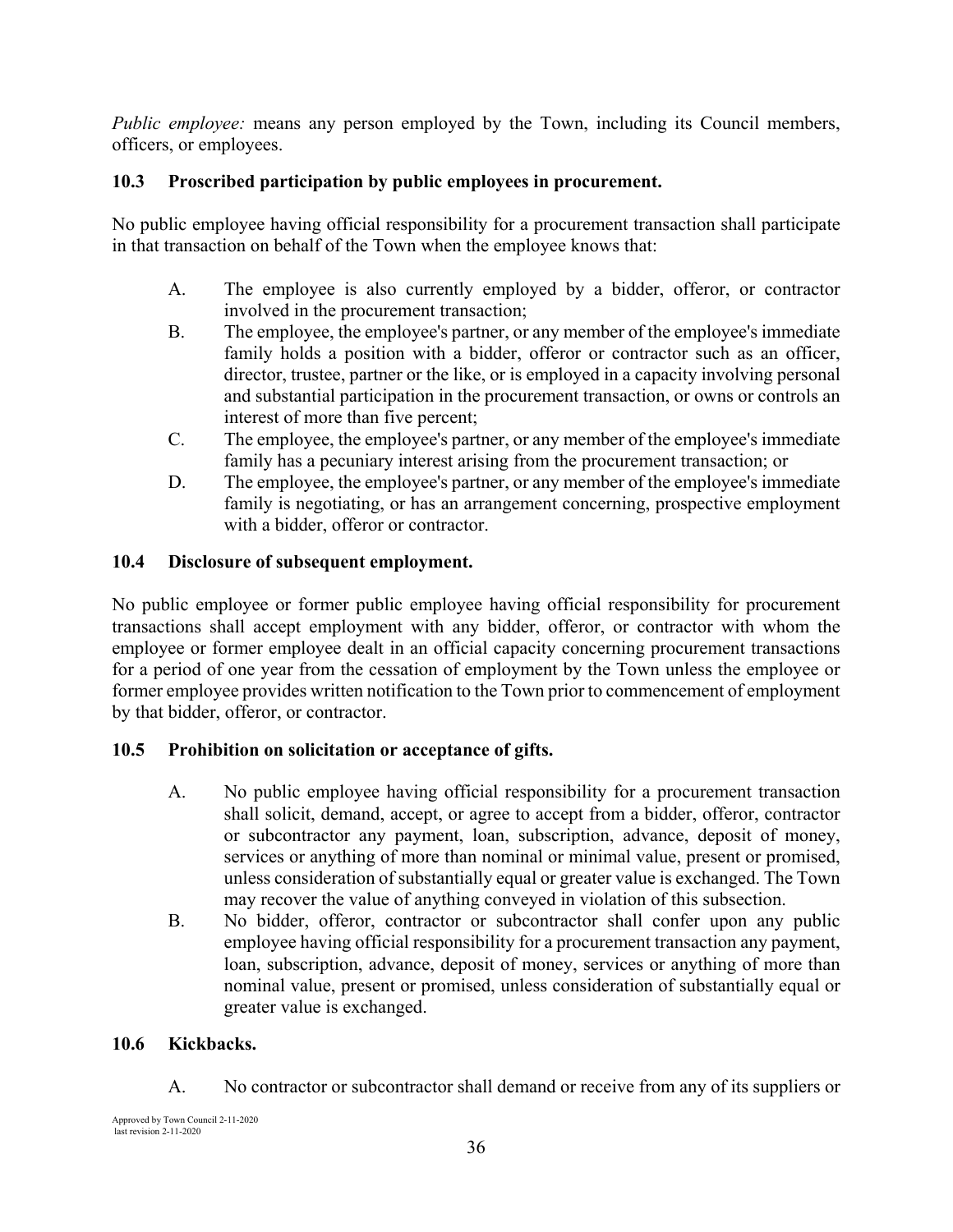*Public employee:* means any person employed by the Town, including its Council members, officers, or employees.

### 10.3 Proscribed participation by public employees in procurement.

No public employee having official responsibility for a procurement transaction shall participate in that transaction on behalf of the Town when the employee knows that:

A. The employee is also currently employed by a bidder, offeror, or contractor involved in the procurement transaction;

B. The employee, the employee's partner, or any member of the employee's immediate family holds a position with a bidder, offeror or contractor such as an officer, director, trustee, partner or the like, or is employed in a capacity involving personal and substantial participation in the procurement transaction, or owns or controls an interest of more than five percent;

C. The employee, the employee's partner, or any member of the employee's immediate family has a pecuniary interest arising from the procurement transaction; or

D. The employee, the employee's partner, or any member of the employee's immediate family is negotiating, or has an arrangement concerning, prospective employment with a bidder, offeror or contractor.

### 10.4 Disclosure of subsequent employment.

No public employee or former public employee having official responsibility for procurement transactions shall accept employment with any bidder, offeror, or contractor with whom the employee or former employee dealt in an official capacity concerning procurement transactions for a period of one year from the cessation of employment by the Town unless the employee or former employee provides written notification to the Town prior to commencement of employment by that bidder, offeror, or contractor.

### 10.5 Prohibition on solicitation or acceptance of gifts.

A. No public employee having official responsibility for a procurement transaction shall solicit, demand, accept, or agree to accept from a bidder, offeror, contractor or subcontractor any payment, loan, subscription, advance, deposit of money, services or anything of more than nominal or minimal value, present or promised, unless consideration of substantially equal or greater value is exchanged. The Town may recover the value of anything conveyed in violation of this subsection.

B. No bidder, offeror, contractor or subcontractor shall confer upon any public employee having official responsibility for a procurement transaction any payment, loan, subscription, advance, deposit of money, services or anything of more than nominal value, present or promised, unless consideration of substantially equal or greater value is exchanged.

### 10.6 Kickbacks.

A. No contractor or subcontractor shall demand or receive from any of its suppliers or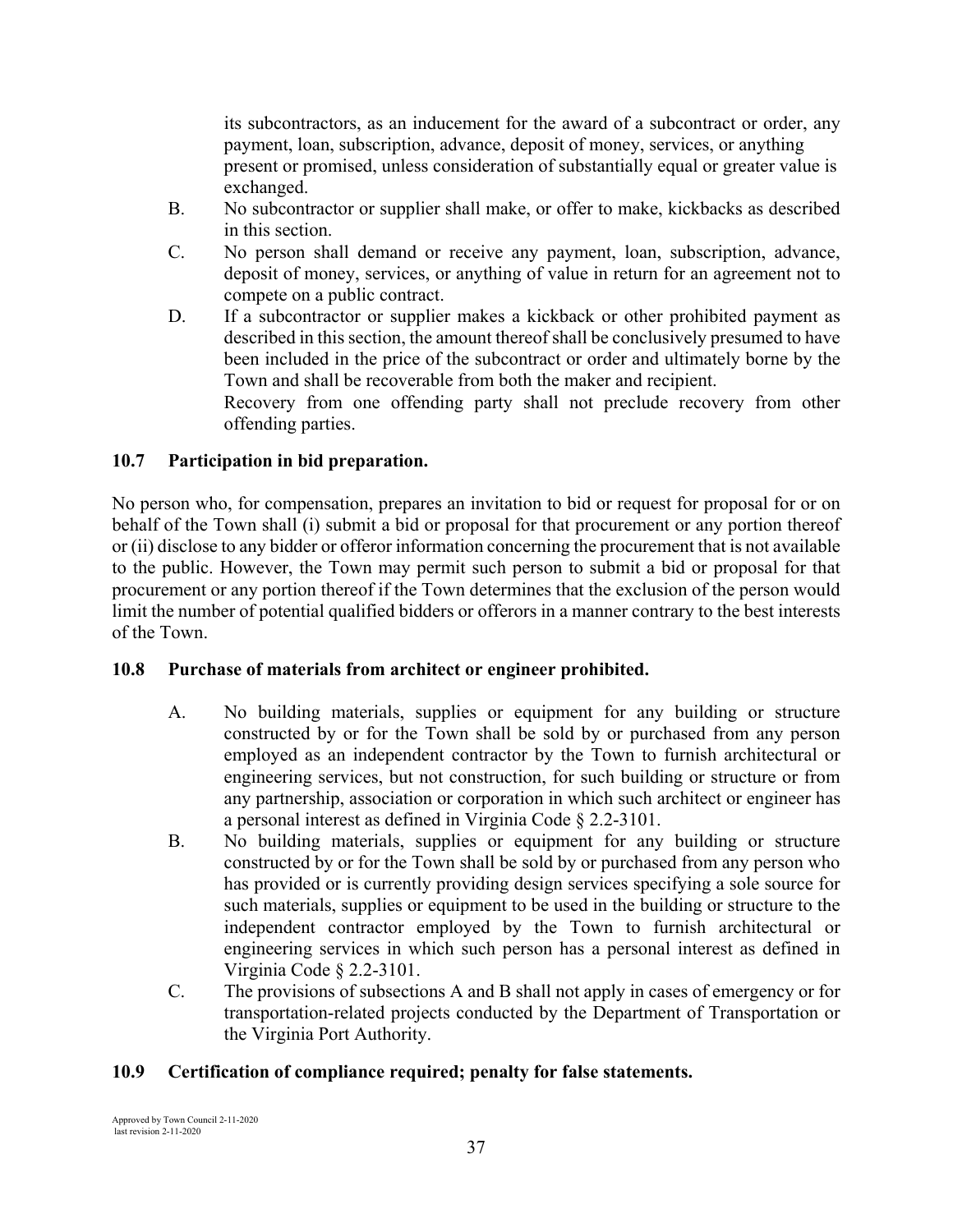its subcontractors, as an inducement for the award of a subcontract or order, any payment, loan, subscription, advance, deposit of money, services, or anything present or promised, unless consideration of substantially equal or greater value is exchanged.

B. No subcontractor or supplier shall make, or offer to make, kickbacks as described in this section.

C. No person shall demand or receive any payment, loan, subscription, advance, deposit of money, services, or anything of value in return for an agreement not to compete on a public contract.

D. If a subcontractor or supplier makes a kickback or other prohibited payment as described in this section, the amount thereof shall be conclusively presumed to have been included in the price of the subcontract or order and ultimately borne by the Town and shall be recoverable from both the maker and recipient.
Recovery from one offending party shall not preclude recovery from other offending parties.

### 10.7 Participation in bid preparation.

No person who, for compensation, prepares an invitation to bid or request for proposal for or on behalf of the Town shall (i) submit a bid or proposal for that procurement or any portion thereof or (ii) disclose to any bidder or offeror information concerning the procurement that is not available to the public. However, the Town may permit such person to submit a bid or proposal for that procurement or any portion thereof if the Town determines that the exclusion of the person would limit the number of potential qualified bidders or offerors in a manner contrary to the best interests of the Town.

### 10.8 Purchase of materials from architect or engineer prohibited.

A. No building materials, supplies or equipment for any building or structure constructed by or for the Town shall be sold by or purchased from any person employed as an independent contractor by the Town to furnish architectural or engineering services, but not construction, for such building or structure or from any partnership, association or corporation in which such architect or engineer has a personal interest as defined in Virginia Code § 2.2-3101.

B. No building materials, supplies or equipment for any building or structure constructed by or for the Town shall be sold by or purchased from any person who has provided or is currently providing design services specifying a sole source for such materials, supplies or equipment to be used in the building or structure to the independent contractor employed by the Town to furnish architectural or engineering services in which such person has a personal interest as defined in Virginia Code § 2.2-3101.

C. The provisions of subsections A and B shall not apply in cases of emergency or for transportation-related projects conducted by the Department of Transportation or the Virginia Port Authority.

### 10.9 Certification of compliance required; penalty for false statements.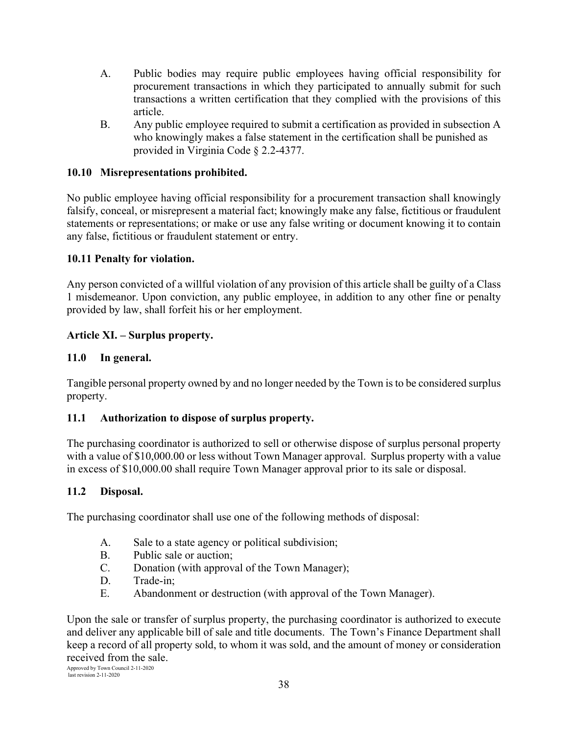A. Public bodies may require public employees having official responsibility for procurement transactions in which they participated to annually submit for such transactions a written certification that they complied with the provisions of this article.

B. Any public employee required to submit a certification as provided in subsection A who knowingly makes a false statement in the certification shall be punished as provided in Virginia Code § 2.2-4377.

### 10.10 Misrepresentations prohibited.

No public employee having official responsibility for a procurement transaction shall knowingly falsify, conceal, or misrepresent a material fact; knowingly make any false, fictitious or fraudulent statements or representations; or make or use any false writing or document knowing it to contain any false, fictitious or fraudulent statement or entry.

### 10.11 Penalty for violation.

Any person convicted of a willful violation of any provision of this article shall be guilty of a Class 1 misdemeanor. Upon conviction, any public employee, in addition to any other fine or penalty provided by law, shall forfeit his or her employment.

## Article XI. – Surplus property.

### 11.0 In general.

Tangible personal property owned by and no longer needed by the Town is to be considered surplus property.

### 11.1 Authorization to dispose of surplus property.

The purchasing coordinator is authorized to sell or otherwise dispose of surplus personal property with a value of $10,000.00 or less without Town Manager approval. Surplus property with a value in excess of $10,000.00 shall require Town Manager approval prior to its sale or disposal.

### 11.2 Disposal.

The purchasing coordinator shall use one of the following methods of disposal:

A. Sale to a state agency or political subdivision;
B. Public sale or auction;
C. Donation (with approval of the Town Manager);
D. Trade-in;
E. Abandonment or destruction (with approval of the Town Manager).

Upon the sale or transfer of surplus property, the purchasing coordinator is authorized to execute and deliver any applicable bill of sale and title documents. The Town's Finance Department shall keep a record of all property sold, to whom it was sold, and the amount of money or consideration received from the sale.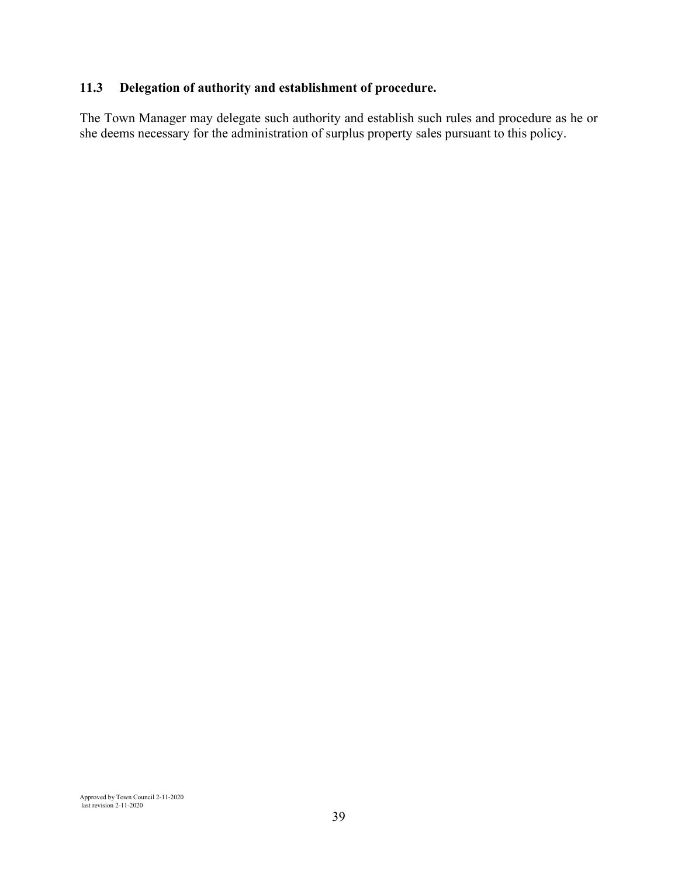### 11.3 Delegation of authority and establishment of procedure.

The Town Manager may delegate such authority and establish such rules and procedure as he or she deems necessary for the administration of surplus property sales pursuant to this policy.